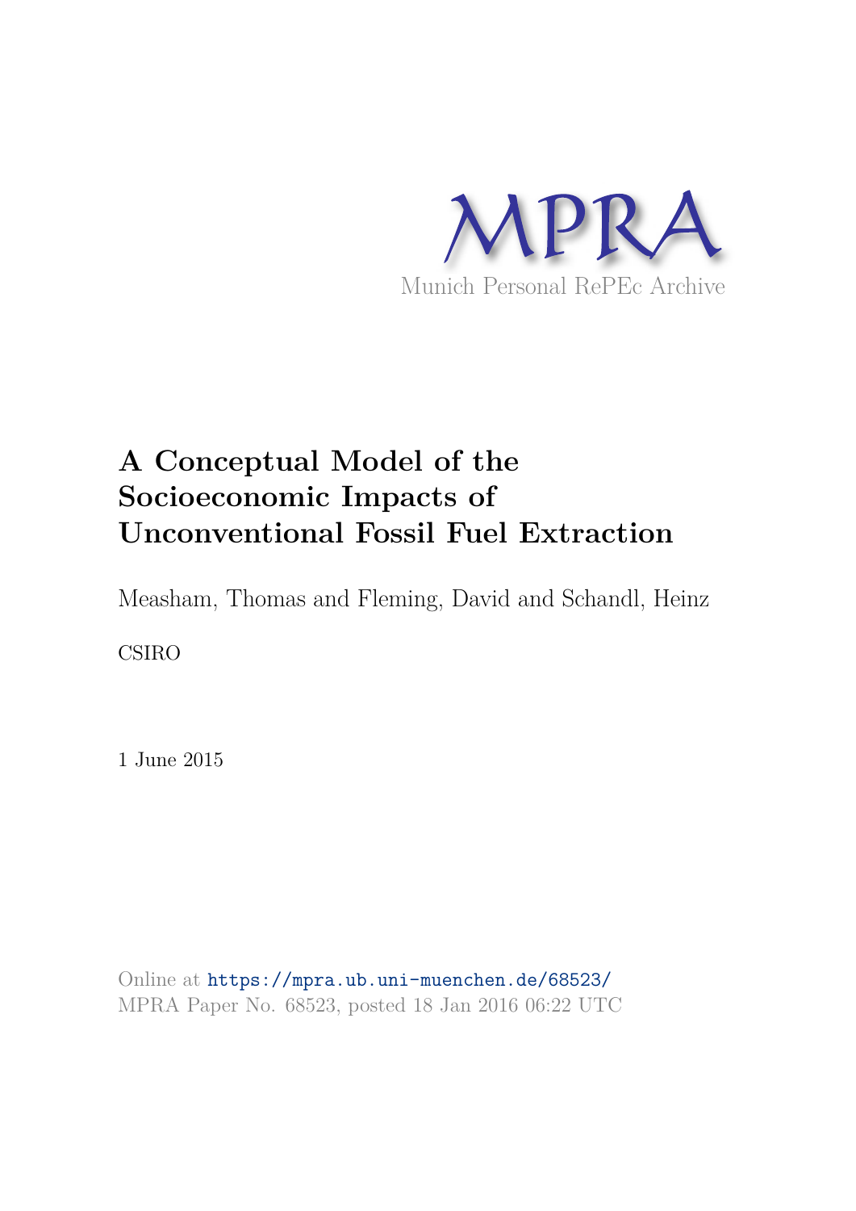MPRA

Munich Personal RePEc Archive

# A Conceptual Model of the Socioeconomic Impacts of Unconventional Fossil Fuel Extraction

Measham, Thomas and Fleming, David and Schandl, Heinz

CSIRO

1 June 2015

Online at https://mpra.ub.uni-muenchen.de/68523/
MPRA Paper No. 68523, posted 18 Jan 2016 06:22 UTC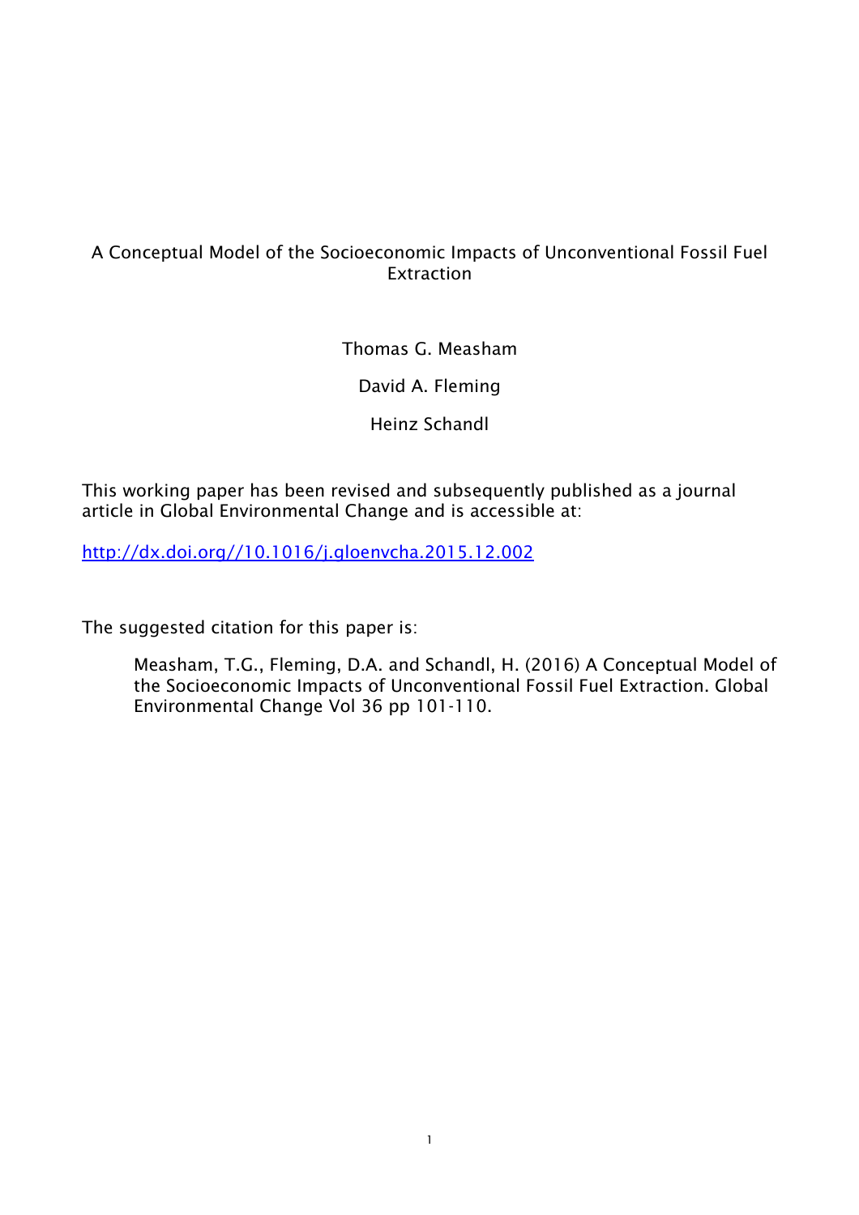# A Conceptual Model of the Socioeconomic Impacts of Unconventional Fossil Fuel Extraction

Thomas G. Measham

David A. Fleming

Heinz Schandl

This working paper has been revised and subsequently published as a journal article in Global Environmental Change and is accessible at:

http://dx.doi.org//10.1016/j.gloenvcha.2015.12.002

The suggested citation for this paper is:

> Measham, T.G., Fleming, D.A. and Schandl, H. (2016) A Conceptual Model of the Socioeconomic Impacts of Unconventional Fossil Fuel Extraction. Global Environmental Change Vol 36 pp 101-110.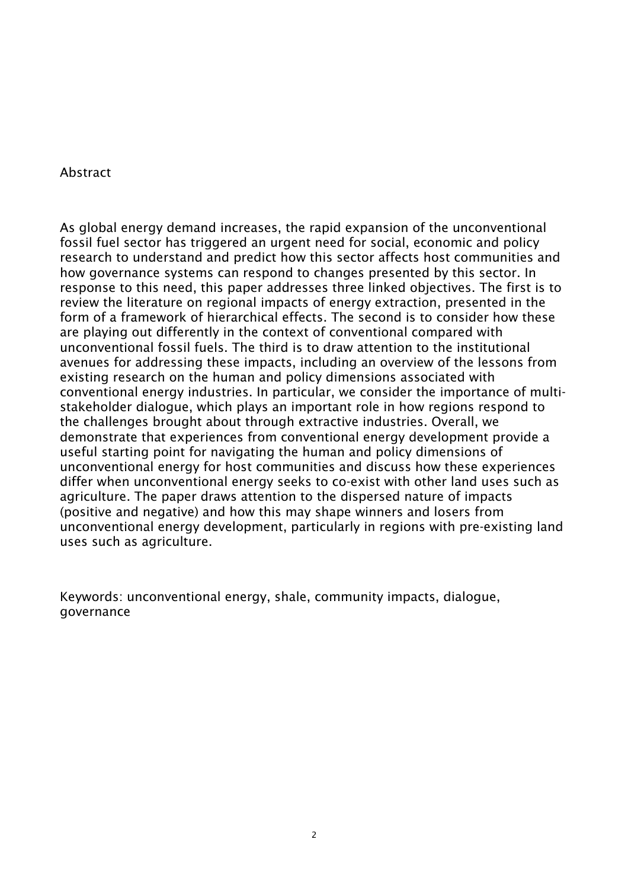## Abstract

As global energy demand increases, the rapid expansion of the unconventional fossil fuel sector has triggered an urgent need for social, economic and policy research to understand and predict how this sector affects host communities and how governance systems can respond to changes presented by this sector. In response to this need, this paper addresses three linked objectives. The first is to review the literature on regional impacts of energy extraction, presented in the form of a framework of hierarchical effects. The second is to consider how these are playing out differently in the context of conventional compared with unconventional fossil fuels. The third is to draw attention to the institutional avenues for addressing these impacts, including an overview of the lessons from existing research on the human and policy dimensions associated with conventional energy industries. In particular, we consider the importance of multi-stakeholder dialogue, which plays an important role in how regions respond to the challenges brought about through extractive industries. Overall, we demonstrate that experiences from conventional energy development provide a useful starting point for navigating the human and policy dimensions of unconventional energy for host communities and discuss how these experiences differ when unconventional energy seeks to co-exist with other land uses such as agriculture. The paper draws attention to the dispersed nature of impacts (positive and negative) and how this may shape winners and losers from unconventional energy development, particularly in regions with pre-existing land uses such as agriculture.

Keywords: unconventional energy, shale, community impacts, dialogue, governance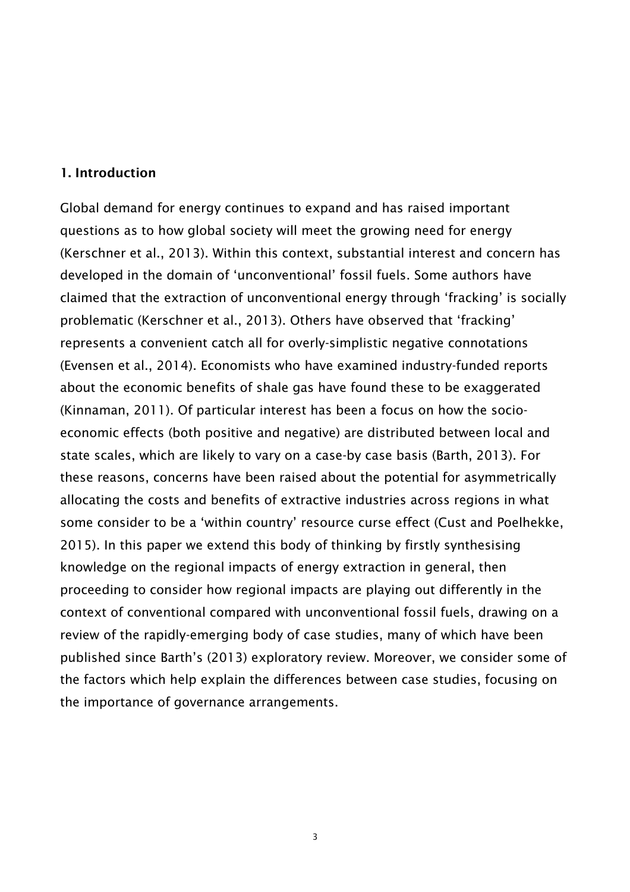## 1. Introduction

Global demand for energy continues to expand and has raised important questions as to how global society will meet the growing need for energy (Kerschner et al., 2013). Within this context, substantial interest and concern has developed in the domain of 'unconventional' fossil fuels. Some authors have claimed that the extraction of unconventional energy through 'fracking' is socially problematic (Kerschner et al., 2013). Others have observed that 'fracking' represents a convenient catch all for overly-simplistic negative connotations (Evensen et al., 2014). Economists who have examined industry-funded reports about the economic benefits of shale gas have found these to be exaggerated (Kinnaman, 2011). Of particular interest has been a focus on how the socio-economic effects (both positive and negative) are distributed between local and state scales, which are likely to vary on a case-by case basis (Barth, 2013). For these reasons, concerns have been raised about the potential for asymmetrically allocating the costs and benefits of extractive industries across regions in what some consider to be a 'within country' resource curse effect (Cust and Poelhekke, 2015). In this paper we extend this body of thinking by firstly synthesising knowledge on the regional impacts of energy extraction in general, then proceeding to consider how regional impacts are playing out differently in the context of conventional compared with unconventional fossil fuels, drawing on a review of the rapidly-emerging body of case studies, many of which have been published since Barth's (2013) exploratory review. Moreover, we consider some of the factors which help explain the differences between case studies, focusing on the importance of governance arrangements.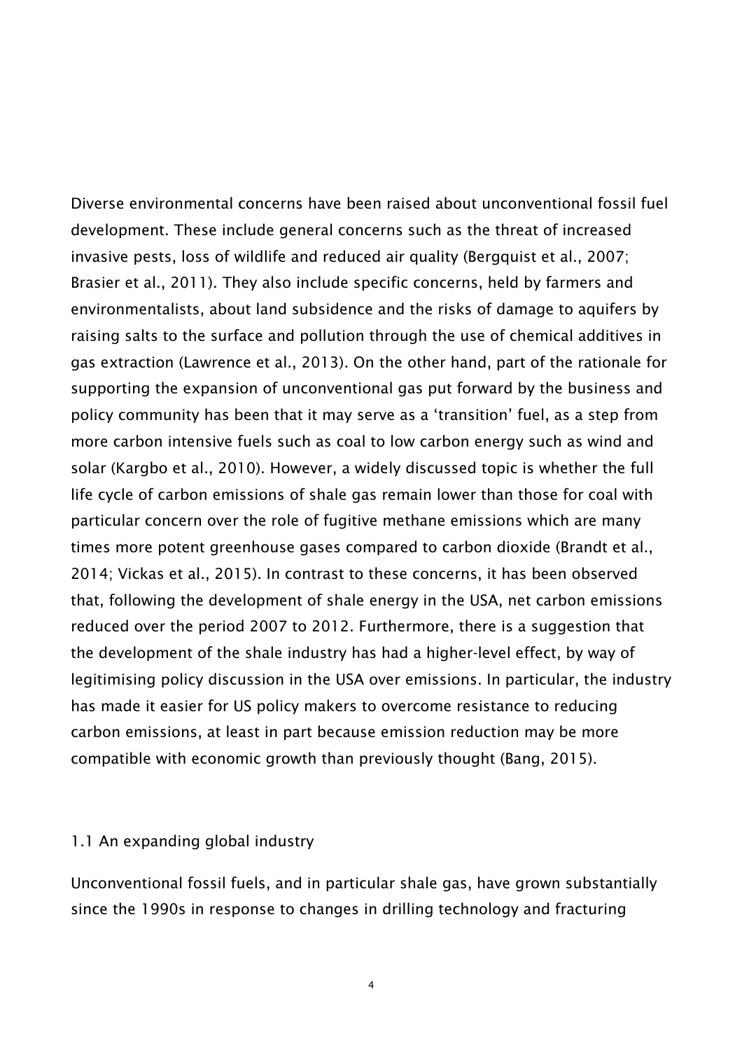Diverse environmental concerns have been raised about unconventional fossil fuel development. These include general concerns such as the threat of increased invasive pests, loss of wildlife and reduced air quality (Bergquist et al., 2007; Brasier et al., 2011). They also include specific concerns, held by farmers and environmentalists, about land subsidence and the risks of damage to aquifers by raising salts to the surface and pollution through the use of chemical additives in gas extraction (Lawrence et al., 2013). On the other hand, part of the rationale for supporting the expansion of unconventional gas put forward by the business and policy community has been that it may serve as a 'transition' fuel, as a step from more carbon intensive fuels such as coal to low carbon energy such as wind and solar (Kargbo et al., 2010). However, a widely discussed topic is whether the full life cycle of carbon emissions of shale gas remain lower than those for coal with particular concern over the role of fugitive methane emissions which are many times more potent greenhouse gases compared to carbon dioxide (Brandt et al., 2014; Vickas et al., 2015). In contrast to these concerns, it has been observed that, following the development of shale energy in the USA, net carbon emissions reduced over the period 2007 to 2012. Furthermore, there is a suggestion that the development of the shale industry has had a higher-level effect, by way of legitimising policy discussion in the USA over emissions. In particular, the industry has made it easier for US policy makers to overcome resistance to reducing carbon emissions, at least in part because emission reduction may be more compatible with economic growth than previously thought (Bang, 2015).

## 1.1 An expanding global industry

Unconventional fossil fuels, and in particular shale gas, have grown substantially since the 1990s in response to changes in drilling technology and fracturing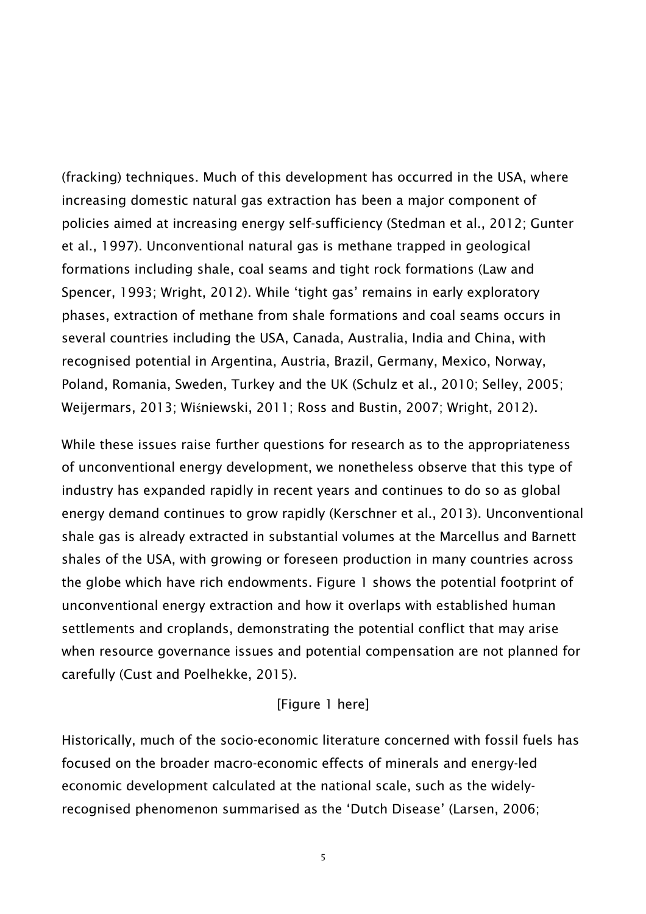(fracking) techniques. Much of this development has occurred in the USA, where increasing domestic natural gas extraction has been a major component of policies aimed at increasing energy self-sufficiency (Stedman et al., 2012; Gunter et al., 1997). Unconventional natural gas is methane trapped in geological formations including shale, coal seams and tight rock formations (Law and Spencer, 1993; Wright, 2012). While 'tight gas' remains in early exploratory phases, extraction of methane from shale formations and coal seams occurs in several countries including the USA, Canada, Australia, India and China, with recognised potential in Argentina, Austria, Brazil, Germany, Mexico, Norway, Poland, Romania, Sweden, Turkey and the UK (Schulz et al., 2010; Selley, 2005; Weijermars, 2013; Wiśniewski, 2011; Ross and Bustin, 2007; Wright, 2012).

While these issues raise further questions for research as to the appropriateness of unconventional energy development, we nonetheless observe that this type of industry has expanded rapidly in recent years and continues to do so as global energy demand continues to grow rapidly (Kerschner et al., 2013). Unconventional shale gas is already extracted in substantial volumes at the Marcellus and Barnett shales of the USA, with growing or foreseen production in many countries across the globe which have rich endowments. Figure 1 shows the potential footprint of unconventional energy extraction and how it overlaps with established human settlements and croplands, demonstrating the potential conflict that may arise when resource governance issues and potential compensation are not planned for carefully (Cust and Poelhekke, 2015).

[Figure 1 here]

Historically, much of the socio-economic literature concerned with fossil fuels has focused on the broader macro-economic effects of minerals and energy-led economic development calculated at the national scale, such as the widely-recognised phenomenon summarised as the 'Dutch Disease' (Larsen, 2006;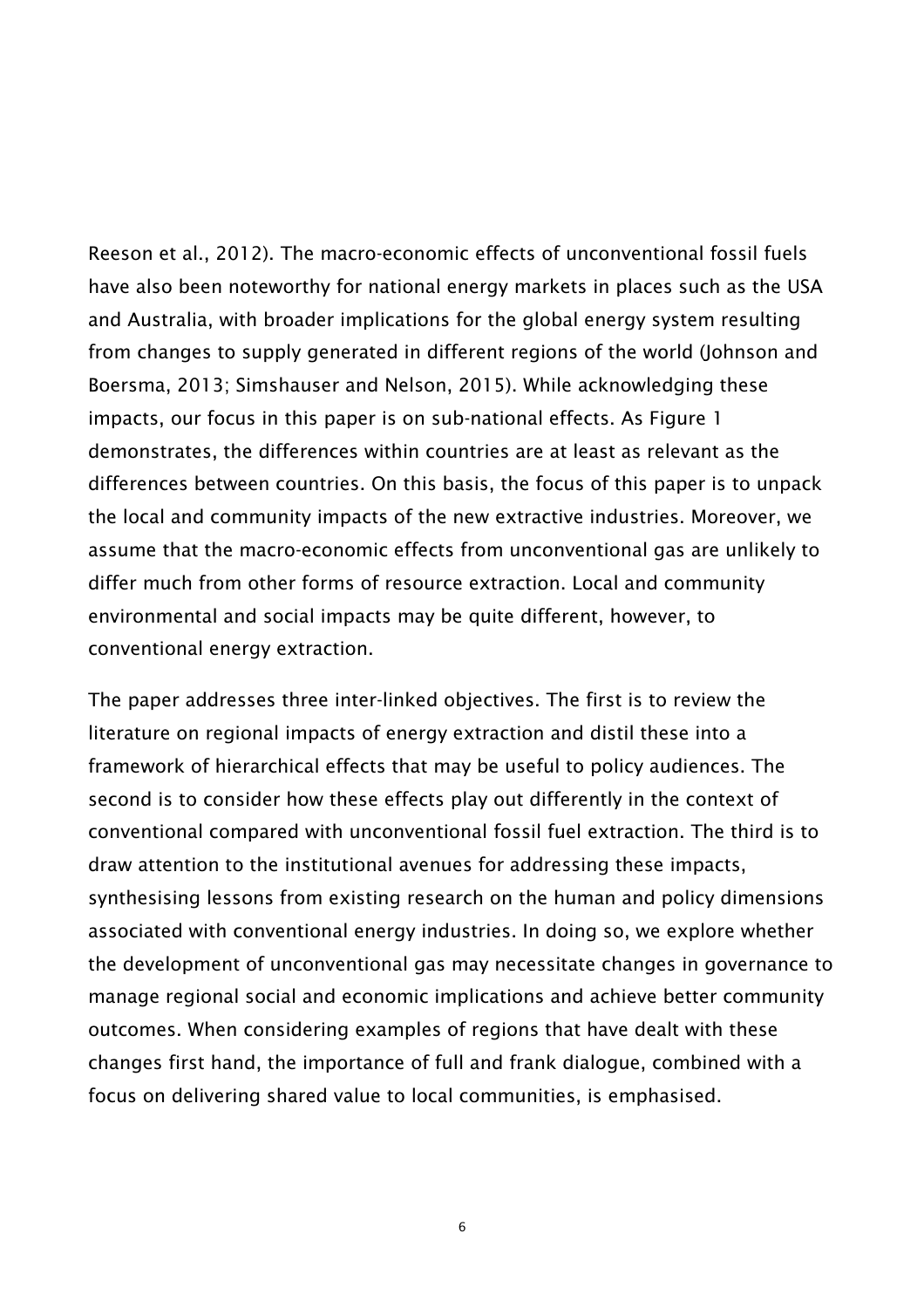Reeson et al., 2012). The macro-economic effects of unconventional fossil fuels have also been noteworthy for national energy markets in places such as the USA and Australia, with broader implications for the global energy system resulting from changes to supply generated in different regions of the world (Johnson and Boersma, 2013; Simshauser and Nelson, 2015). While acknowledging these impacts, our focus in this paper is on sub-national effects. As Figure 1 demonstrates, the differences within countries are at least as relevant as the differences between countries. On this basis, the focus of this paper is to unpack the local and community impacts of the new extractive industries. Moreover, we assume that the macro-economic effects from unconventional gas are unlikely to differ much from other forms of resource extraction. Local and community environmental and social impacts may be quite different, however, to conventional energy extraction.

The paper addresses three inter-linked objectives. The first is to review the literature on regional impacts of energy extraction and distil these into a framework of hierarchical effects that may be useful to policy audiences. The second is to consider how these effects play out differently in the context of conventional compared with unconventional fossil fuel extraction. The third is to draw attention to the institutional avenues for addressing these impacts, synthesising lessons from existing research on the human and policy dimensions associated with conventional energy industries. In doing so, we explore whether the development of unconventional gas may necessitate changes in governance to manage regional social and economic implications and achieve better community outcomes. When considering examples of regions that have dealt with these changes first hand, the importance of full and frank dialogue, combined with a focus on delivering shared value to local communities, is emphasised.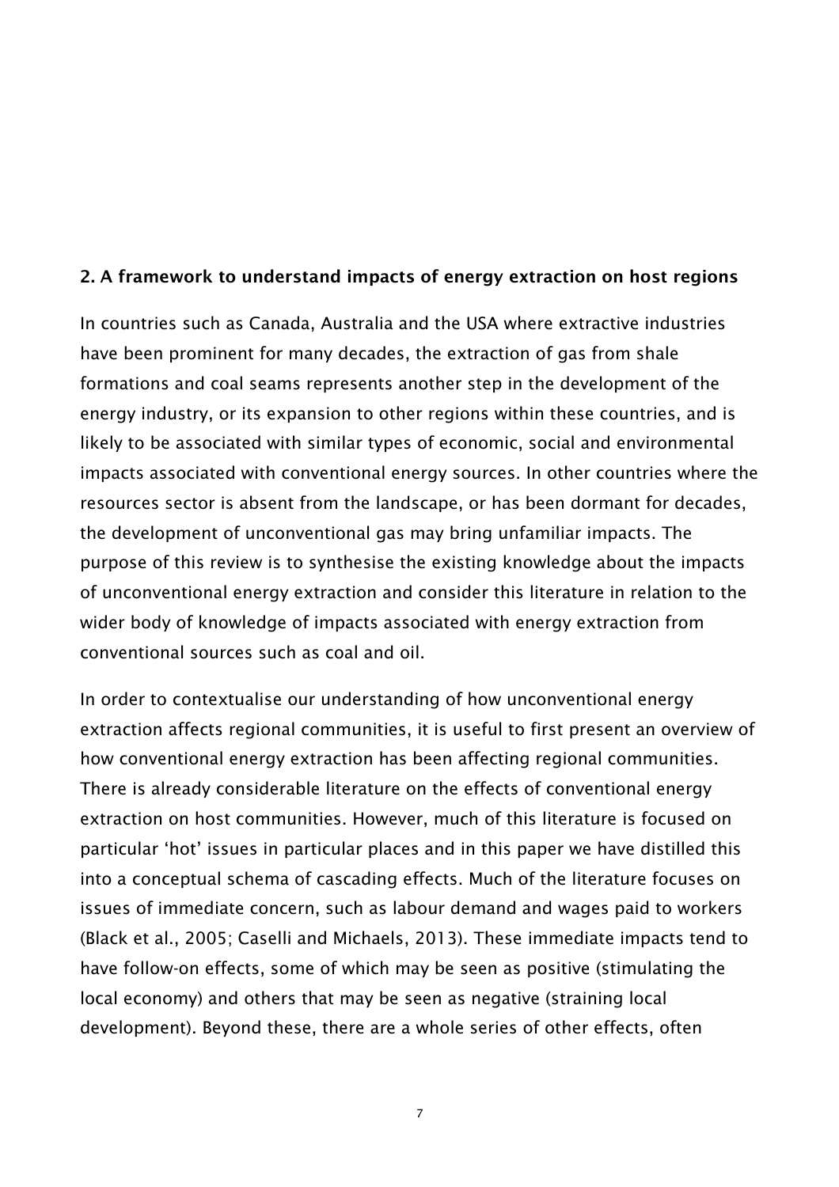## 2. A framework to understand impacts of energy extraction on host regions

In countries such as Canada, Australia and the USA where extractive industries have been prominent for many decades, the extraction of gas from shale formations and coal seams represents another step in the development of the energy industry, or its expansion to other regions within these countries, and is likely to be associated with similar types of economic, social and environmental impacts associated with conventional energy sources. In other countries where the resources sector is absent from the landscape, or has been dormant for decades, the development of unconventional gas may bring unfamiliar impacts. The purpose of this review is to synthesise the existing knowledge about the impacts of unconventional energy extraction and consider this literature in relation to the wider body of knowledge of impacts associated with energy extraction from conventional sources such as coal and oil.

In order to contextualise our understanding of how unconventional energy extraction affects regional communities, it is useful to first present an overview of how conventional energy extraction has been affecting regional communities. There is already considerable literature on the effects of conventional energy extraction on host communities. However, much of this literature is focused on particular 'hot' issues in particular places and in this paper we have distilled this into a conceptual schema of cascading effects. Much of the literature focuses on issues of immediate concern, such as labour demand and wages paid to workers (Black et al., 2005; Caselli and Michaels, 2013). These immediate impacts tend to have follow-on effects, some of which may be seen as positive (stimulating the local economy) and others that may be seen as negative (straining local development). Beyond these, there are a whole series of other effects, often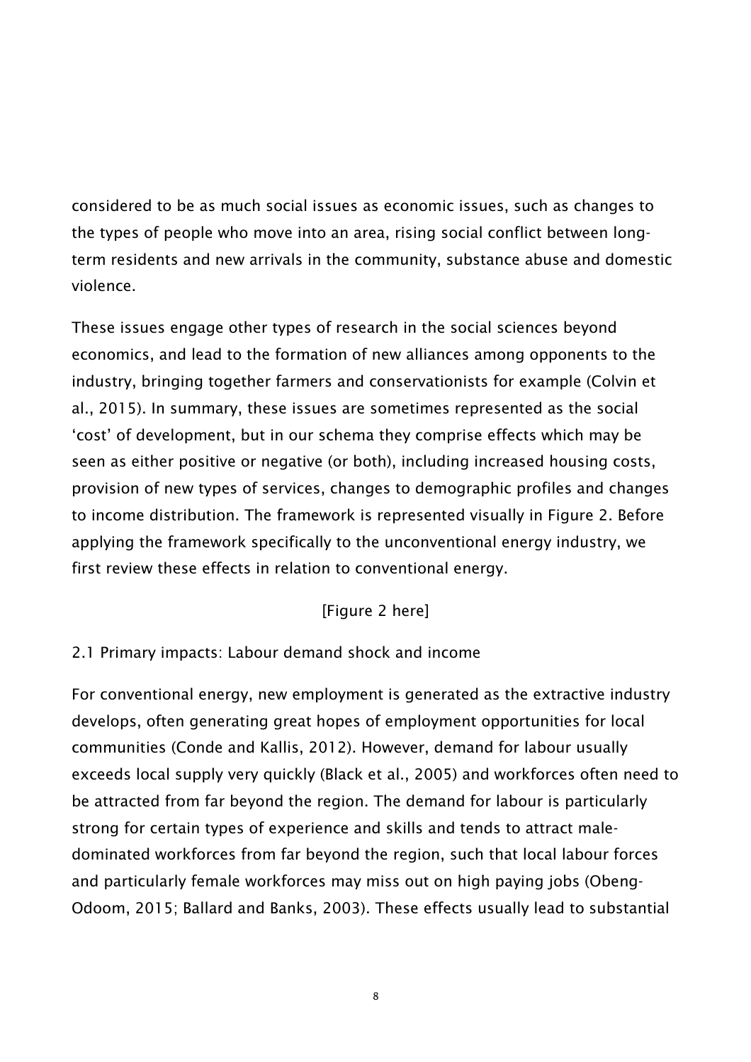considered to be as much social issues as economic issues, such as changes to the types of people who move into an area, rising social conflict between long-term residents and new arrivals in the community, substance abuse and domestic violence.

These issues engage other types of research in the social sciences beyond economics, and lead to the formation of new alliances among opponents to the industry, bringing together farmers and conservationists for example (Colvin et al., 2015). In summary, these issues are sometimes represented as the social 'cost' of development, but in our schema they comprise effects which may be seen as either positive or negative (or both), including increased housing costs, provision of new types of services, changes to demographic profiles and changes to income distribution. The framework is represented visually in Figure 2. Before applying the framework specifically to the unconventional energy industry, we first review these effects in relation to conventional energy.

[Figure 2 here]

### 2.1 Primary impacts: Labour demand shock and income

For conventional energy, new employment is generated as the extractive industry develops, often generating great hopes of employment opportunities for local communities (Conde and Kallis, 2012). However, demand for labour usually exceeds local supply very quickly (Black et al., 2005) and workforces often need to be attracted from far beyond the region. The demand for labour is particularly strong for certain types of experience and skills and tends to attract male-dominated workforces from far beyond the region, such that local labour forces and particularly female workforces may miss out on high paying jobs (Obeng-Odoom, 2015; Ballard and Banks, 2003). These effects usually lead to substantial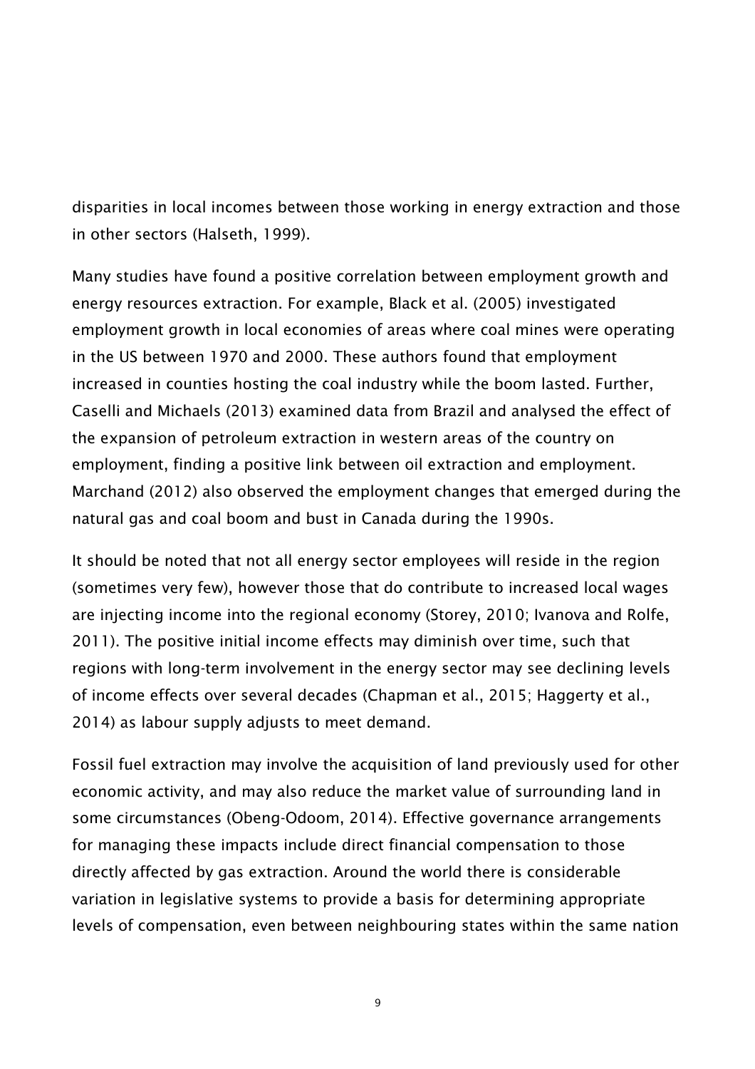disparities in local incomes between those working in energy extraction and those in other sectors (Halseth, 1999).

Many studies have found a positive correlation between employment growth and energy resources extraction. For example, Black et al. (2005) investigated employment growth in local economies of areas where coal mines were operating in the US between 1970 and 2000. These authors found that employment increased in counties hosting the coal industry while the boom lasted. Further, Caselli and Michaels (2013) examined data from Brazil and analysed the effect of the expansion of petroleum extraction in western areas of the country on employment, finding a positive link between oil extraction and employment. Marchand (2012) also observed the employment changes that emerged during the natural gas and coal boom and bust in Canada during the 1990s.

It should be noted that not all energy sector employees will reside in the region (sometimes very few), however those that do contribute to increased local wages are injecting income into the regional economy (Storey, 2010; Ivanova and Rolfe, 2011). The positive initial income effects may diminish over time, such that regions with long-term involvement in the energy sector may see declining levels of income effects over several decades (Chapman et al., 2015; Haggerty et al., 2014) as labour supply adjusts to meet demand.

Fossil fuel extraction may involve the acquisition of land previously used for other economic activity, and may also reduce the market value of surrounding land in some circumstances (Obeng-Odoom, 2014). Effective governance arrangements for managing these impacts include direct financial compensation to those directly affected by gas extraction. Around the world there is considerable variation in legislative systems to provide a basis for determining appropriate levels of compensation, even between neighbouring states within the same nation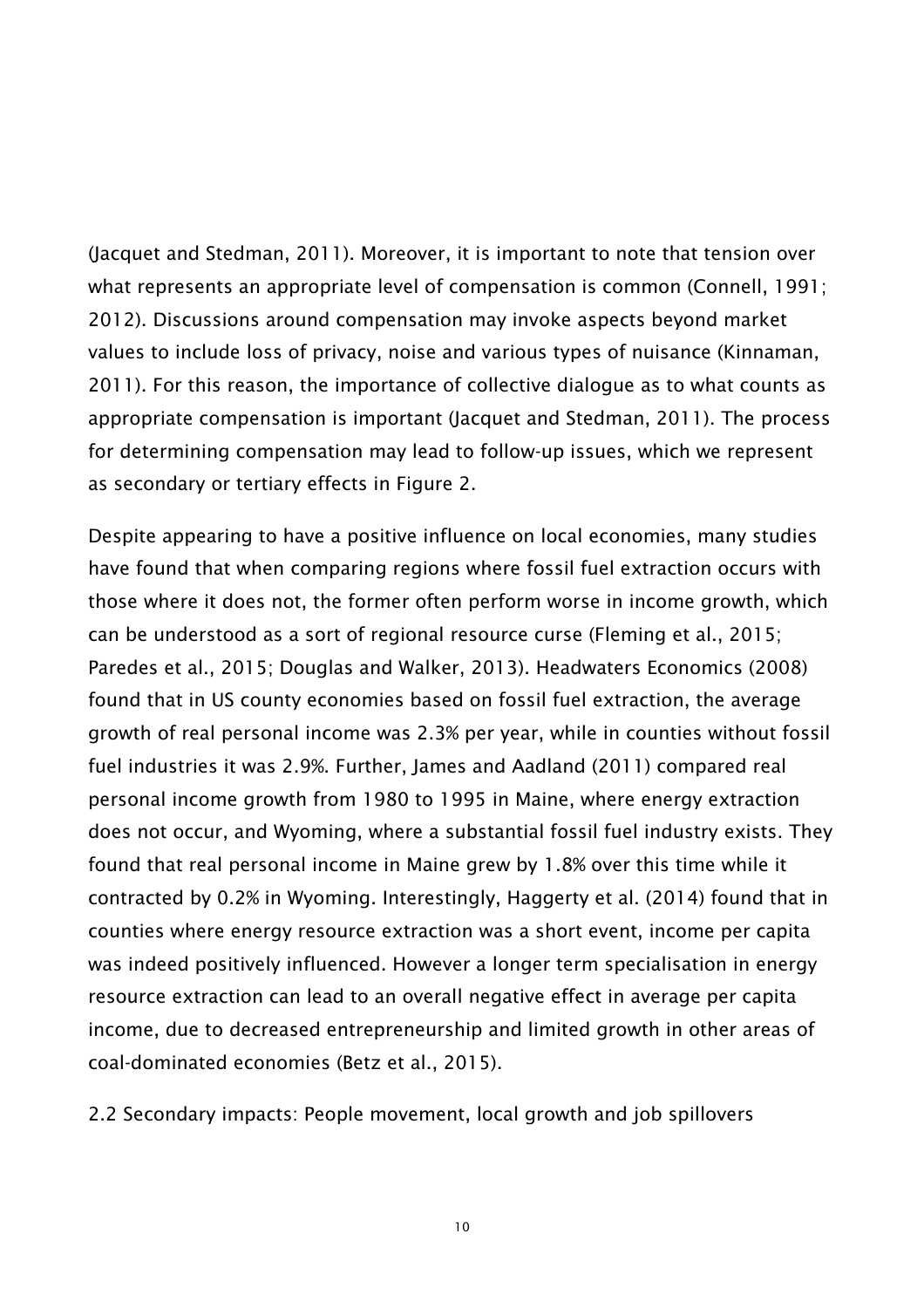(Jacquet and Stedman, 2011). Moreover, it is important to note that tension over what represents an appropriate level of compensation is common (Connell, 1991; 2012). Discussions around compensation may invoke aspects beyond market values to include loss of privacy, noise and various types of nuisance (Kinnaman, 2011). For this reason, the importance of collective dialogue as to what counts as appropriate compensation is important (Jacquet and Stedman, 2011). The process for determining compensation may lead to follow-up issues, which we represent as secondary or tertiary effects in Figure 2.

Despite appearing to have a positive influence on local economies, many studies have found that when comparing regions where fossil fuel extraction occurs with those where it does not, the former often perform worse in income growth, which can be understood as a sort of regional resource curse (Fleming et al., 2015; Paredes et al., 2015; Douglas and Walker, 2013). Headwaters Economics (2008) found that in US county economies based on fossil fuel extraction, the average growth of real personal income was 2.3% per year, while in counties without fossil fuel industries it was 2.9%. Further, James and Aadland (2011) compared real personal income growth from 1980 to 1995 in Maine, where energy extraction does not occur, and Wyoming, where a substantial fossil fuel industry exists. They found that real personal income in Maine grew by 1.8% over this time while it contracted by 0.2% in Wyoming. Interestingly, Haggerty et al. (2014) found that in counties where energy resource extraction was a short event, income per capita was indeed positively influenced. However a longer term specialisation in energy resource extraction can lead to an overall negative effect in average per capita income, due to decreased entrepreneurship and limited growth in other areas of coal-dominated economies (Betz et al., 2015).

## 2.2 Secondary impacts: People movement, local growth and job spillovers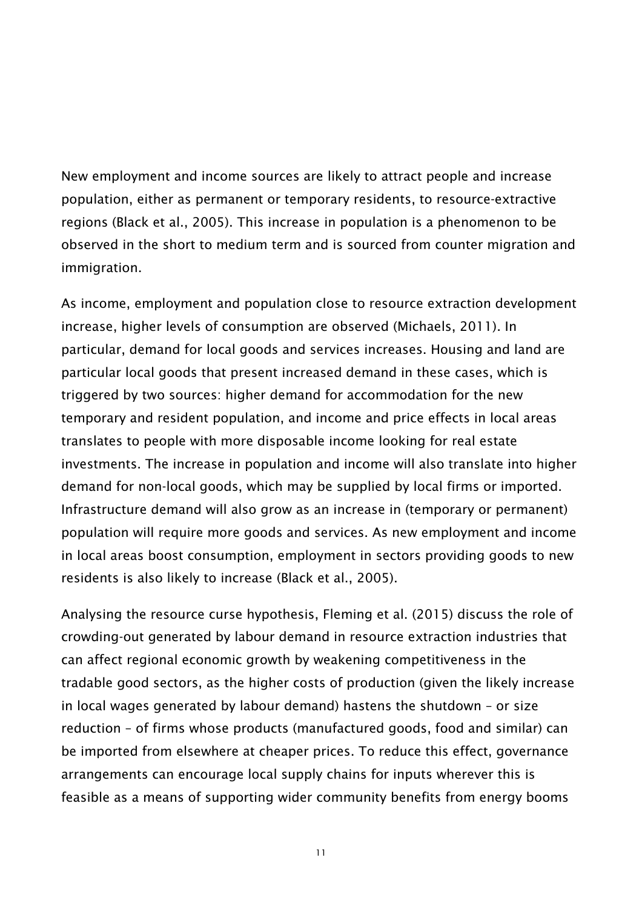New employment and income sources are likely to attract people and increase population, either as permanent or temporary residents, to resource-extractive regions (Black et al., 2005). This increase in population is a phenomenon to be observed in the short to medium term and is sourced from counter migration and immigration.

As income, employment and population close to resource extraction development increase, higher levels of consumption are observed (Michaels, 2011). In particular, demand for local goods and services increases. Housing and land are particular local goods that present increased demand in these cases, which is triggered by two sources: higher demand for accommodation for the new temporary and resident population, and income and price effects in local areas translates to people with more disposable income looking for real estate investments. The increase in population and income will also translate into higher demand for non-local goods, which may be supplied by local firms or imported. Infrastructure demand will also grow as an increase in (temporary or permanent) population will require more goods and services. As new employment and income in local areas boost consumption, employment in sectors providing goods to new residents is also likely to increase (Black et al., 2005).

Analysing the resource curse hypothesis, Fleming et al. (2015) discuss the role of crowding-out generated by labour demand in resource extraction industries that can affect regional economic growth by weakening competitiveness in the tradable good sectors, as the higher costs of production (given the likely increase in local wages generated by labour demand) hastens the shutdown – or size reduction – of firms whose products (manufactured goods, food and similar) can be imported from elsewhere at cheaper prices. To reduce this effect, governance arrangements can encourage local supply chains for inputs wherever this is feasible as a means of supporting wider community benefits from energy booms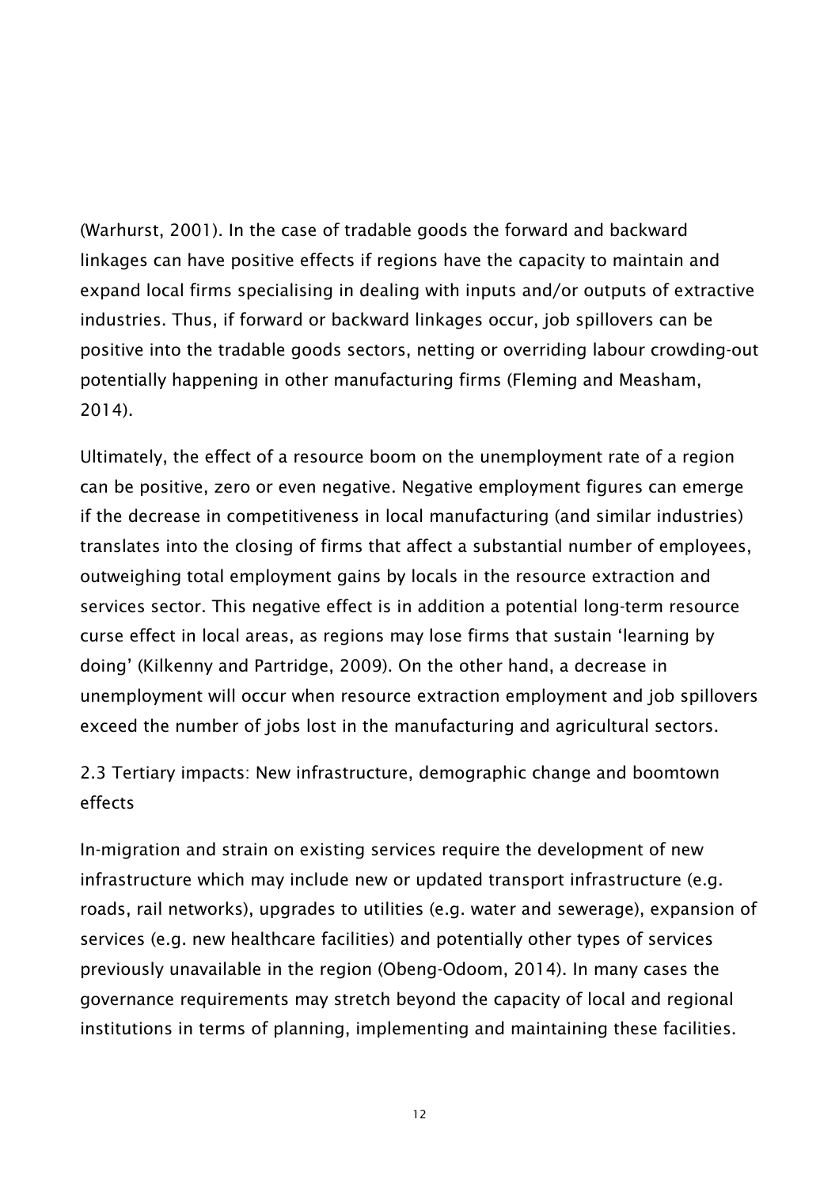(Warhurst, 2001). In the case of tradable goods the forward and backward linkages can have positive effects if regions have the capacity to maintain and expand local firms specialising in dealing with inputs and/or outputs of extractive industries. Thus, if forward or backward linkages occur, job spillovers can be positive into the tradable goods sectors, netting or overriding labour crowding-out potentially happening in other manufacturing firms (Fleming and Measham, 2014).

Ultimately, the effect of a resource boom on the unemployment rate of a region can be positive, zero or even negative. Negative employment figures can emerge if the decrease in competitiveness in local manufacturing (and similar industries) translates into the closing of firms that affect a substantial number of employees, outweighing total employment gains by locals in the resource extraction and services sector. This negative effect is in addition a potential long-term resource curse effect in local areas, as regions may lose firms that sustain 'learning by doing' (Kilkenny and Partridge, 2009). On the other hand, a decrease in unemployment will occur when resource extraction employment and job spillovers exceed the number of jobs lost in the manufacturing and agricultural sectors.

### 2.3 Tertiary impacts: New infrastructure, demographic change and boomtown effects

In-migration and strain on existing services require the development of new infrastructure which may include new or updated transport infrastructure (e.g. roads, rail networks), upgrades to utilities (e.g. water and sewerage), expansion of services (e.g. new healthcare facilities) and potentially other types of services previously unavailable in the region (Obeng-Odoom, 2014). In many cases the governance requirements may stretch beyond the capacity of local and regional institutions in terms of planning, implementing and maintaining these facilities.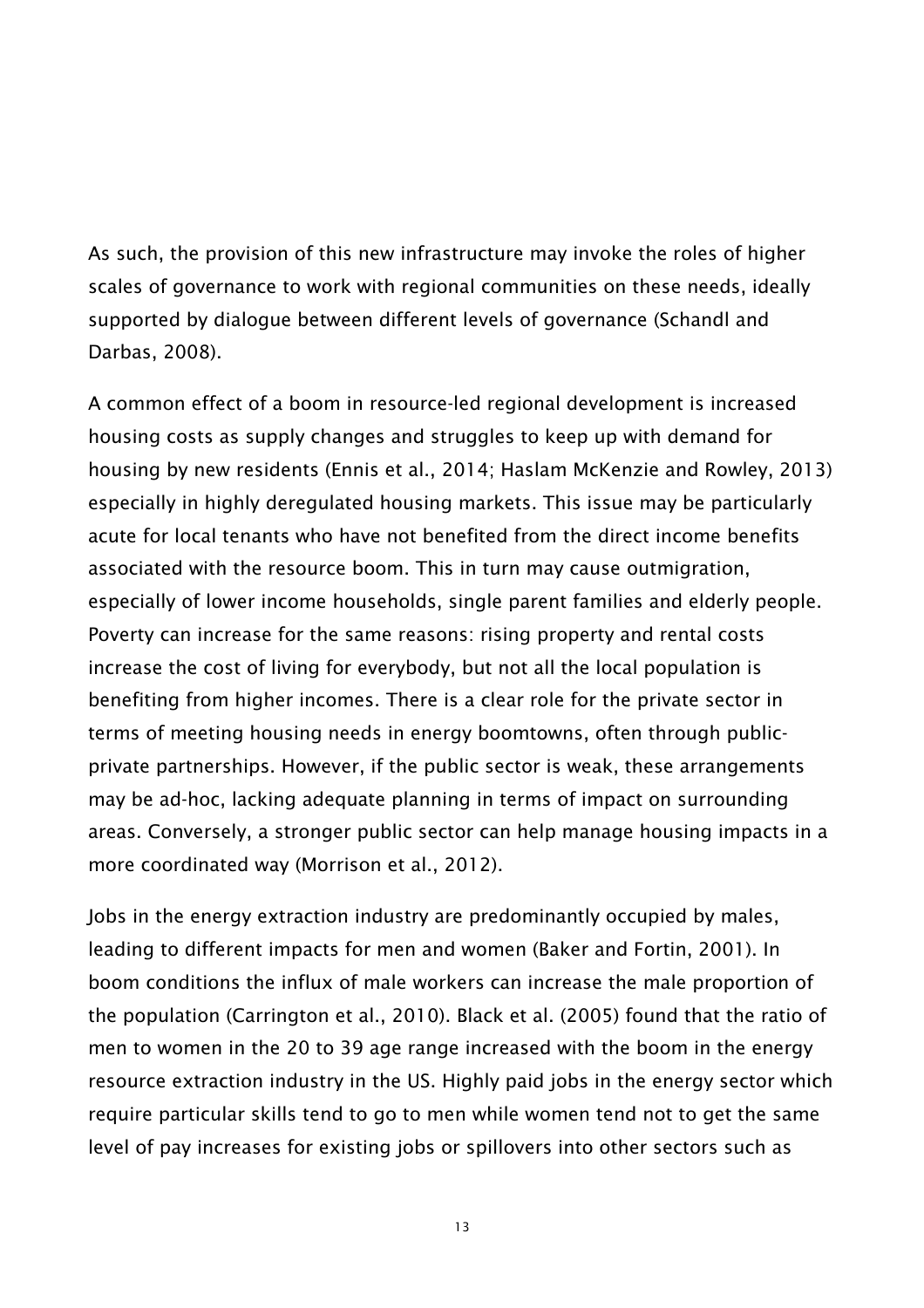As such, the provision of this new infrastructure may invoke the roles of higher scales of governance to work with regional communities on these needs, ideally supported by dialogue between different levels of governance (Schandl and Darbas, 2008).

A common effect of a boom in resource-led regional development is increased housing costs as supply changes and struggles to keep up with demand for housing by new residents (Ennis et al., 2014; Haslam McKenzie and Rowley, 2013) especially in highly deregulated housing markets. This issue may be particularly acute for local tenants who have not benefited from the direct income benefits associated with the resource boom. This in turn may cause outmigration, especially of lower income households, single parent families and elderly people. Poverty can increase for the same reasons: rising property and rental costs increase the cost of living for everybody, but not all the local population is benefiting from higher incomes. There is a clear role for the private sector in terms of meeting housing needs in energy boomtowns, often through public-private partnerships. However, if the public sector is weak, these arrangements may be ad-hoc, lacking adequate planning in terms of impact on surrounding areas. Conversely, a stronger public sector can help manage housing impacts in a more coordinated way (Morrison et al., 2012).

Jobs in the energy extraction industry are predominantly occupied by males, leading to different impacts for men and women (Baker and Fortin, 2001). In boom conditions the influx of male workers can increase the male proportion of the population (Carrington et al., 2010). Black et al. (2005) found that the ratio of men to women in the 20 to 39 age range increased with the boom in the energy resource extraction industry in the US. Highly paid jobs in the energy sector which require particular skills tend to go to men while women tend not to get the same level of pay increases for existing jobs or spillovers into other sectors such as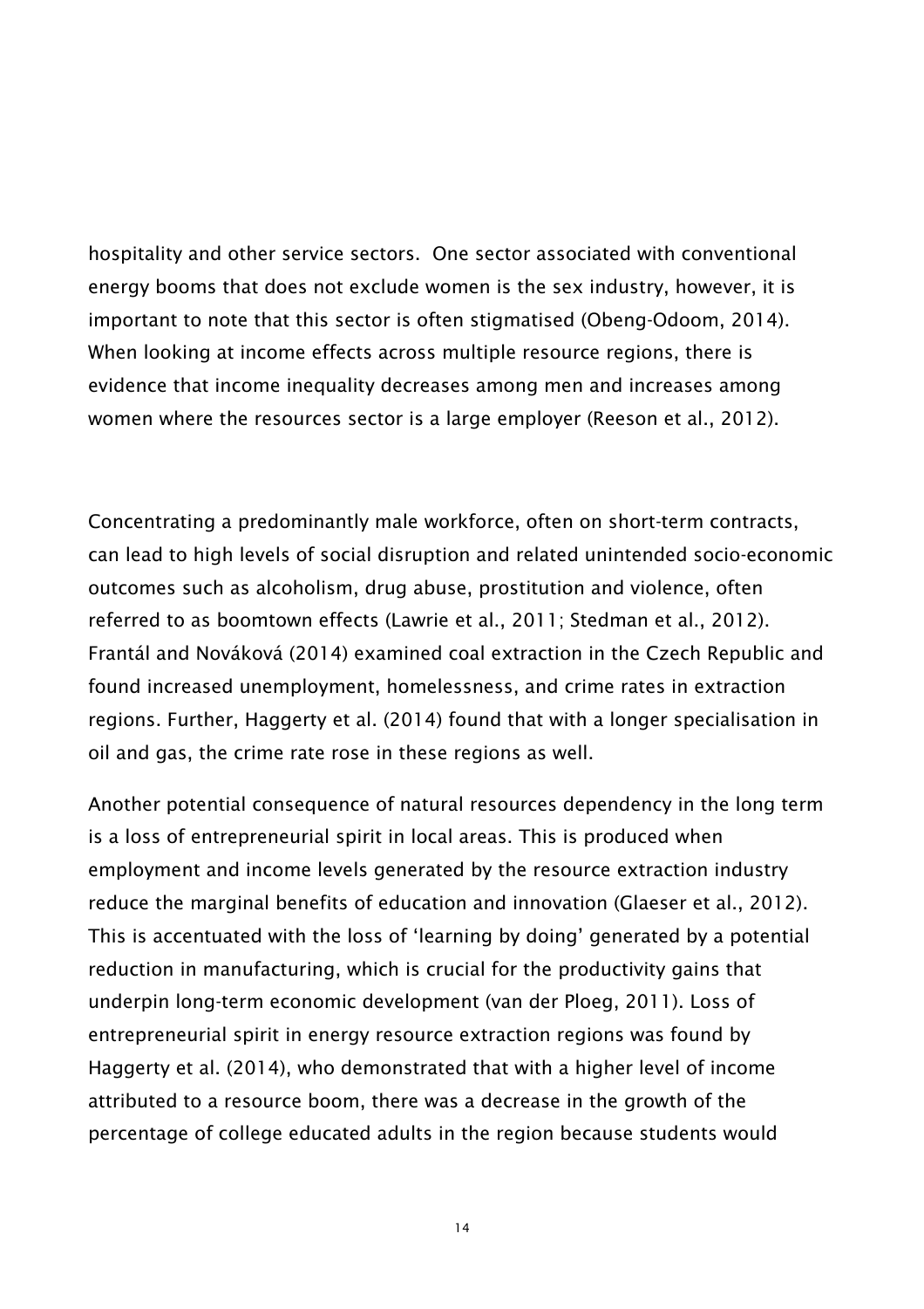hospitality and other service sectors.  One sector associated with conventional energy booms that does not exclude women is the sex industry, however, it is important to note that this sector is often stigmatised (Obeng-Odoom, 2014). When looking at income effects across multiple resource regions, there is evidence that income inequality decreases among men and increases among women where the resources sector is a large employer (Reeson et al., 2012).

Concentrating a predominantly male workforce, often on short-term contracts, can lead to high levels of social disruption and related unintended socio-economic outcomes such as alcoholism, drug abuse, prostitution and violence, often referred to as boomtown effects (Lawrie et al., 2011; Stedman et al., 2012). Frantál and Nováková (2014) examined coal extraction in the Czech Republic and found increased unemployment, homelessness, and crime rates in extraction regions. Further, Haggerty et al. (2014) found that with a longer specialisation in oil and gas, the crime rate rose in these regions as well.

Another potential consequence of natural resources dependency in the long term is a loss of entrepreneurial spirit in local areas. This is produced when employment and income levels generated by the resource extraction industry reduce the marginal benefits of education and innovation (Glaeser et al., 2012). This is accentuated with the loss of 'learning by doing' generated by a potential reduction in manufacturing, which is crucial for the productivity gains that underpin long-term economic development (van der Ploeg, 2011). Loss of entrepreneurial spirit in energy resource extraction regions was found by Haggerty et al. (2014), who demonstrated that with a higher level of income attributed to a resource boom, there was a decrease in the growth of the percentage of college educated adults in the region because students would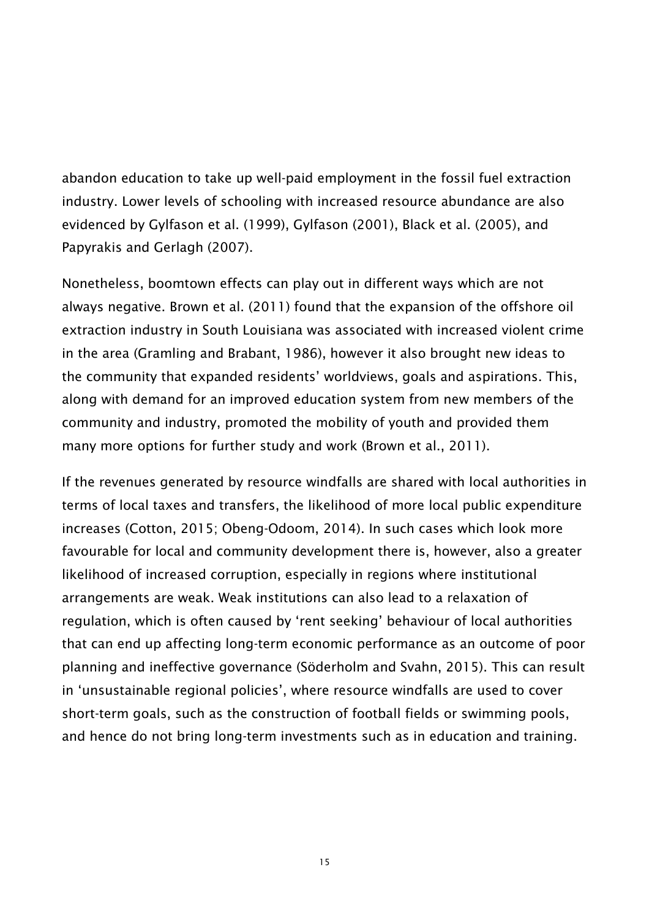abandon education to take up well-paid employment in the fossil fuel extraction industry. Lower levels of schooling with increased resource abundance are also evidenced by Gylfason et al. (1999), Gylfason (2001), Black et al. (2005), and Papyrakis and Gerlagh (2007).

Nonetheless, boomtown effects can play out in different ways which are not always negative. Brown et al. (2011) found that the expansion of the offshore oil extraction industry in South Louisiana was associated with increased violent crime in the area (Gramling and Brabant, 1986), however it also brought new ideas to the community that expanded residents' worldviews, goals and aspirations. This, along with demand for an improved education system from new members of the community and industry, promoted the mobility of youth and provided them many more options for further study and work (Brown et al., 2011).

If the revenues generated by resource windfalls are shared with local authorities in terms of local taxes and transfers, the likelihood of more local public expenditure increases (Cotton, 2015; Obeng-Odoom, 2014). In such cases which look more favourable for local and community development there is, however, also a greater likelihood of increased corruption, especially in regions where institutional arrangements are weak. Weak institutions can also lead to a relaxation of regulation, which is often caused by 'rent seeking' behaviour of local authorities that can end up affecting long-term economic performance as an outcome of poor planning and ineffective governance (Söderholm and Svahn, 2015). This can result in 'unsustainable regional policies', where resource windfalls are used to cover short-term goals, such as the construction of football fields or swimming pools, and hence do not bring long-term investments such as in education and training.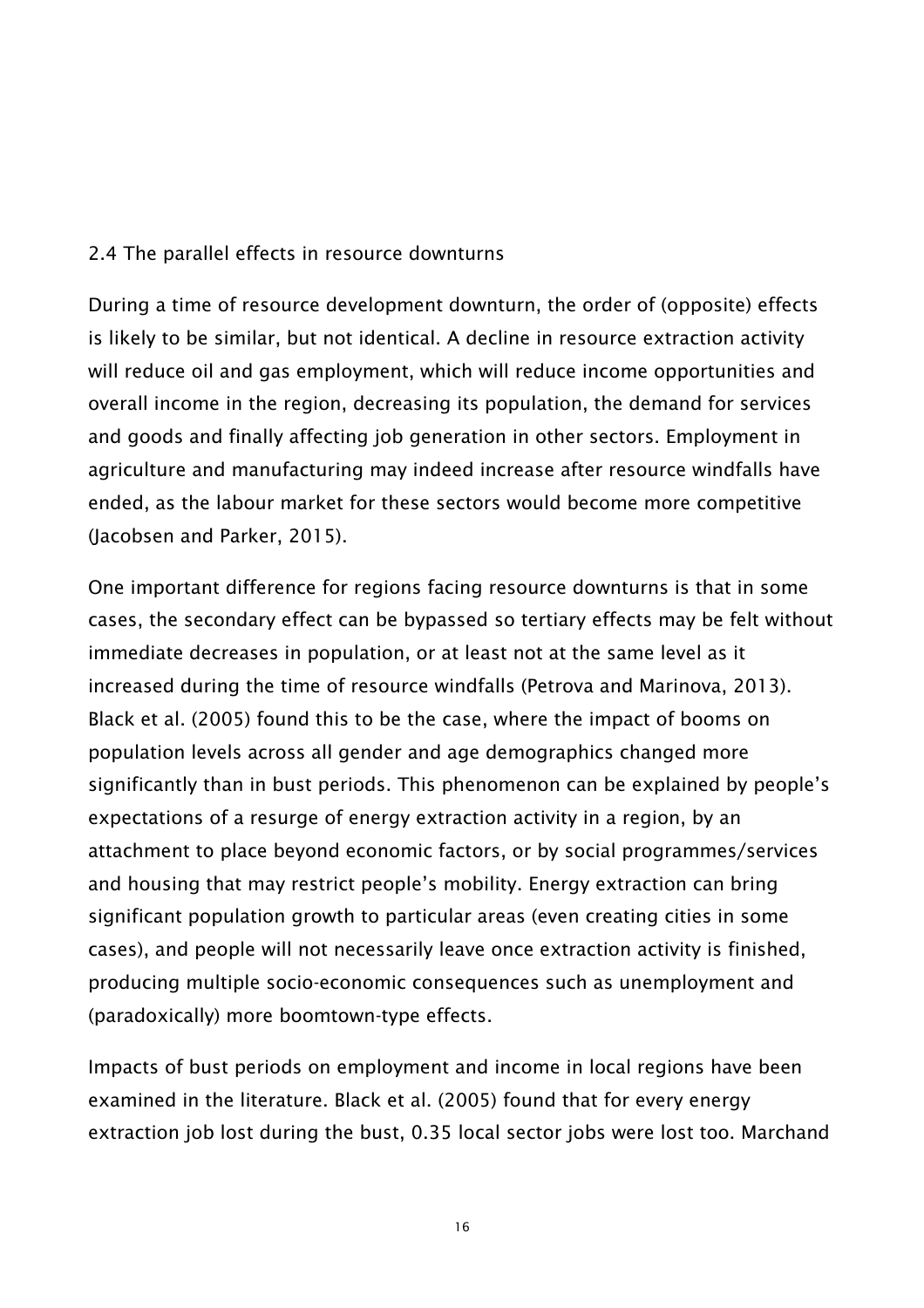## 2.4 The parallel effects in resource downturns

During a time of resource development downturn, the order of (opposite) effects is likely to be similar, but not identical. A decline in resource extraction activity will reduce oil and gas employment, which will reduce income opportunities and overall income in the region, decreasing its population, the demand for services and goods and finally affecting job generation in other sectors. Employment in agriculture and manufacturing may indeed increase after resource windfalls have ended, as the labour market for these sectors would become more competitive (Jacobsen and Parker, 2015).

One important difference for regions facing resource downturns is that in some cases, the secondary effect can be bypassed so tertiary effects may be felt without immediate decreases in population, or at least not at the same level as it increased during the time of resource windfalls (Petrova and Marinova, 2013). Black et al. (2005) found this to be the case, where the impact of booms on population levels across all gender and age demographics changed more significantly than in bust periods. This phenomenon can be explained by people's expectations of a resurge of energy extraction activity in a region, by an attachment to place beyond economic factors, or by social programmes/services and housing that may restrict people's mobility. Energy extraction can bring significant population growth to particular areas (even creating cities in some cases), and people will not necessarily leave once extraction activity is finished, producing multiple socio-economic consequences such as unemployment and (paradoxically) more boomtown-type effects.

Impacts of bust periods on employment and income in local regions have been examined in the literature. Black et al. (2005) found that for every energy extraction job lost during the bust, 0.35 local sector jobs were lost too. Marchand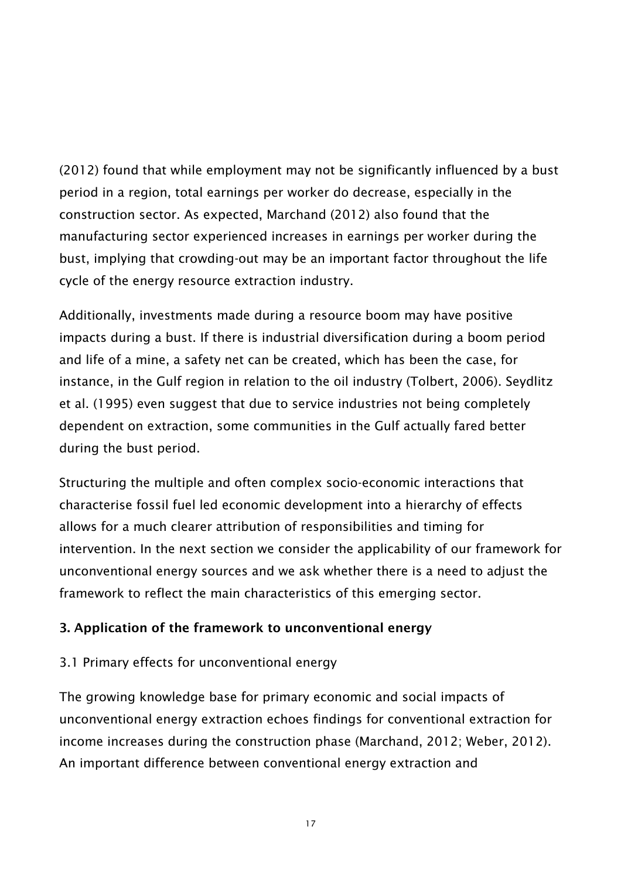(2012) found that while employment may not be significantly influenced by a bust period in a region, total earnings per worker do decrease, especially in the construction sector. As expected, Marchand (2012) also found that the manufacturing sector experienced increases in earnings per worker during the bust, implying that crowding-out may be an important factor throughout the life cycle of the energy resource extraction industry.

Additionally, investments made during a resource boom may have positive impacts during a bust. If there is industrial diversification during a boom period and life of a mine, a safety net can be created, which has been the case, for instance, in the Gulf region in relation to the oil industry (Tolbert, 2006). Seydlitz et al. (1995) even suggest that due to service industries not being completely dependent on extraction, some communities in the Gulf actually fared better during the bust period.

Structuring the multiple and often complex socio-economic interactions that characterise fossil fuel led economic development into a hierarchy of effects allows for a much clearer attribution of responsibilities and timing for intervention. In the next section we consider the applicability of our framework for unconventional energy sources and we ask whether there is a need to adjust the framework to reflect the main characteristics of this emerging sector.

## 3. Application of the framework to unconventional energy

### 3.1 Primary effects for unconventional energy

The growing knowledge base for primary economic and social impacts of unconventional energy extraction echoes findings for conventional extraction for income increases during the construction phase (Marchand, 2012; Weber, 2012). An important difference between conventional energy extraction and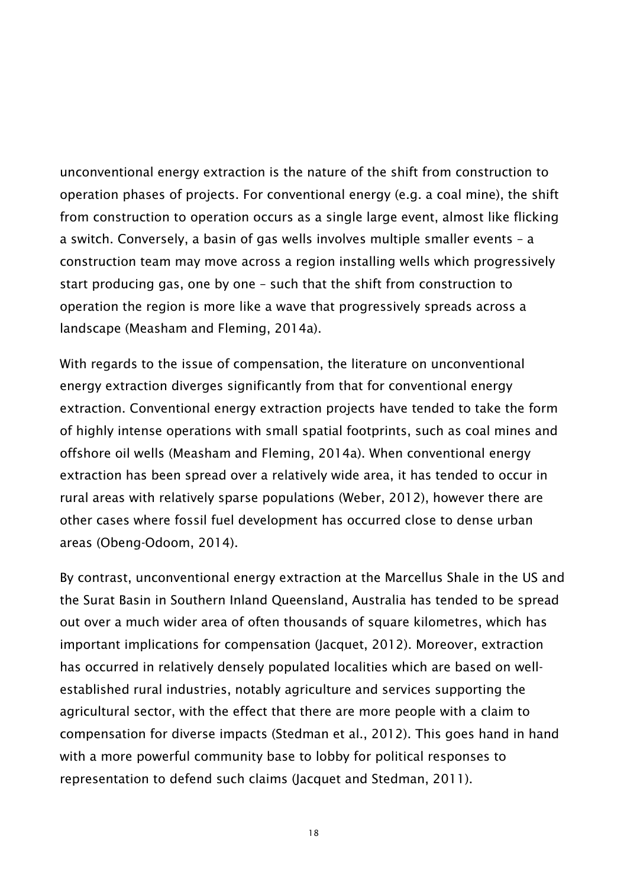unconventional energy extraction is the nature of the shift from construction to operation phases of projects. For conventional energy (e.g. a coal mine), the shift from construction to operation occurs as a single large event, almost like flicking a switch. Conversely, a basin of gas wells involves multiple smaller events – a construction team may move across a region installing wells which progressively start producing gas, one by one – such that the shift from construction to operation the region is more like a wave that progressively spreads across a landscape (Measham and Fleming, 2014a).

With regards to the issue of compensation, the literature on unconventional energy extraction diverges significantly from that for conventional energy extraction. Conventional energy extraction projects have tended to take the form of highly intense operations with small spatial footprints, such as coal mines and offshore oil wells (Measham and Fleming, 2014a). When conventional energy extraction has been spread over a relatively wide area, it has tended to occur in rural areas with relatively sparse populations (Weber, 2012), however there are other cases where fossil fuel development has occurred close to dense urban areas (Obeng-Odoom, 2014).

By contrast, unconventional energy extraction at the Marcellus Shale in the US and the Surat Basin in Southern Inland Queensland, Australia has tended to be spread out over a much wider area of often thousands of square kilometres, which has important implications for compensation (Jacquet, 2012). Moreover, extraction has occurred in relatively densely populated localities which are based on well-established rural industries, notably agriculture and services supporting the agricultural sector, with the effect that there are more people with a claim to compensation for diverse impacts (Stedman et al., 2012). This goes hand in hand with a more powerful community base to lobby for political responses to representation to defend such claims (Jacquet and Stedman, 2011).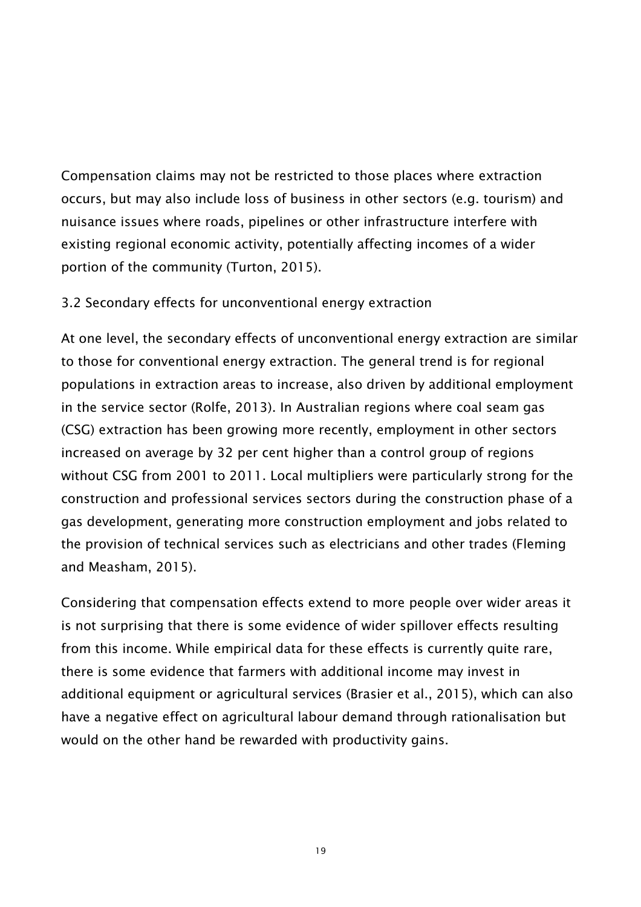Compensation claims may not be restricted to those places where extraction occurs, but may also include loss of business in other sectors (e.g. tourism) and nuisance issues where roads, pipelines or other infrastructure interfere with existing regional economic activity, potentially affecting incomes of a wider portion of the community (Turton, 2015).

## 3.2 Secondary effects for unconventional energy extraction

At one level, the secondary effects of unconventional energy extraction are similar to those for conventional energy extraction. The general trend is for regional populations in extraction areas to increase, also driven by additional employment in the service sector (Rolfe, 2013). In Australian regions where coal seam gas (CSG) extraction has been growing more recently, employment in other sectors increased on average by 32 per cent higher than a control group of regions without CSG from 2001 to 2011. Local multipliers were particularly strong for the construction and professional services sectors during the construction phase of a gas development, generating more construction employment and jobs related to the provision of technical services such as electricians and other trades (Fleming and Measham, 2015).

Considering that compensation effects extend to more people over wider areas it is not surprising that there is some evidence of wider spillover effects resulting from this income. While empirical data for these effects is currently quite rare, there is some evidence that farmers with additional income may invest in additional equipment or agricultural services (Brasier et al., 2015), which can also have a negative effect on agricultural labour demand through rationalisation but would on the other hand be rewarded with productivity gains.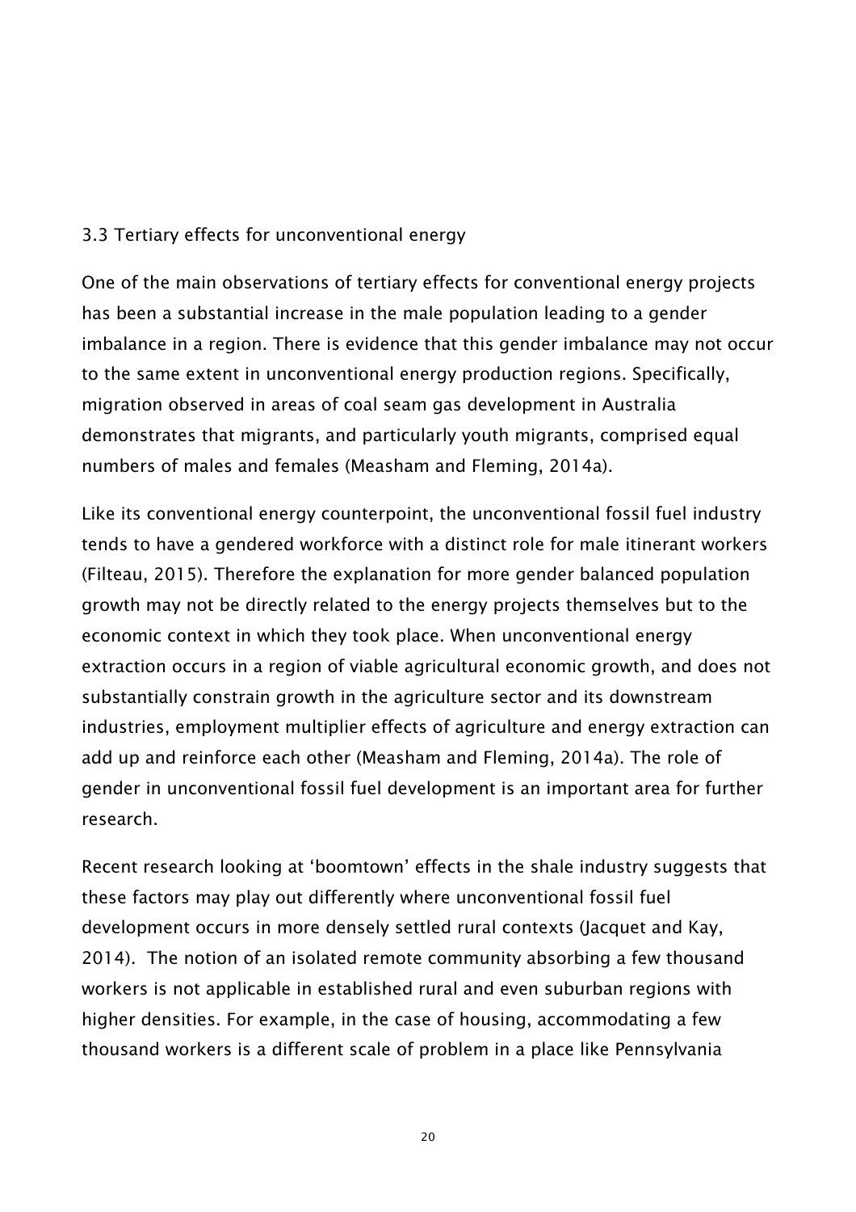### 3.3 Tertiary effects for unconventional energy

One of the main observations of tertiary effects for conventional energy projects has been a substantial increase in the male population leading to a gender imbalance in a region. There is evidence that this gender imbalance may not occur to the same extent in unconventional energy production regions. Specifically, migration observed in areas of coal seam gas development in Australia demonstrates that migrants, and particularly youth migrants, comprised equal numbers of males and females (Measham and Fleming, 2014a).

Like its conventional energy counterpoint, the unconventional fossil fuel industry tends to have a gendered workforce with a distinct role for male itinerant workers (Filteau, 2015). Therefore the explanation for more gender balanced population growth may not be directly related to the energy projects themselves but to the economic context in which they took place. When unconventional energy extraction occurs in a region of viable agricultural economic growth, and does not substantially constrain growth in the agriculture sector and its downstream industries, employment multiplier effects of agriculture and energy extraction can add up and reinforce each other (Measham and Fleming, 2014a). The role of gender in unconventional fossil fuel development is an important area for further research.

Recent research looking at 'boomtown' effects in the shale industry suggests that these factors may play out differently where unconventional fossil fuel development occurs in more densely settled rural contexts (Jacquet and Kay, 2014). The notion of an isolated remote community absorbing a few thousand workers is not applicable in established rural and even suburban regions with higher densities. For example, in the case of housing, accommodating a few thousand workers is a different scale of problem in a place like Pennsylvania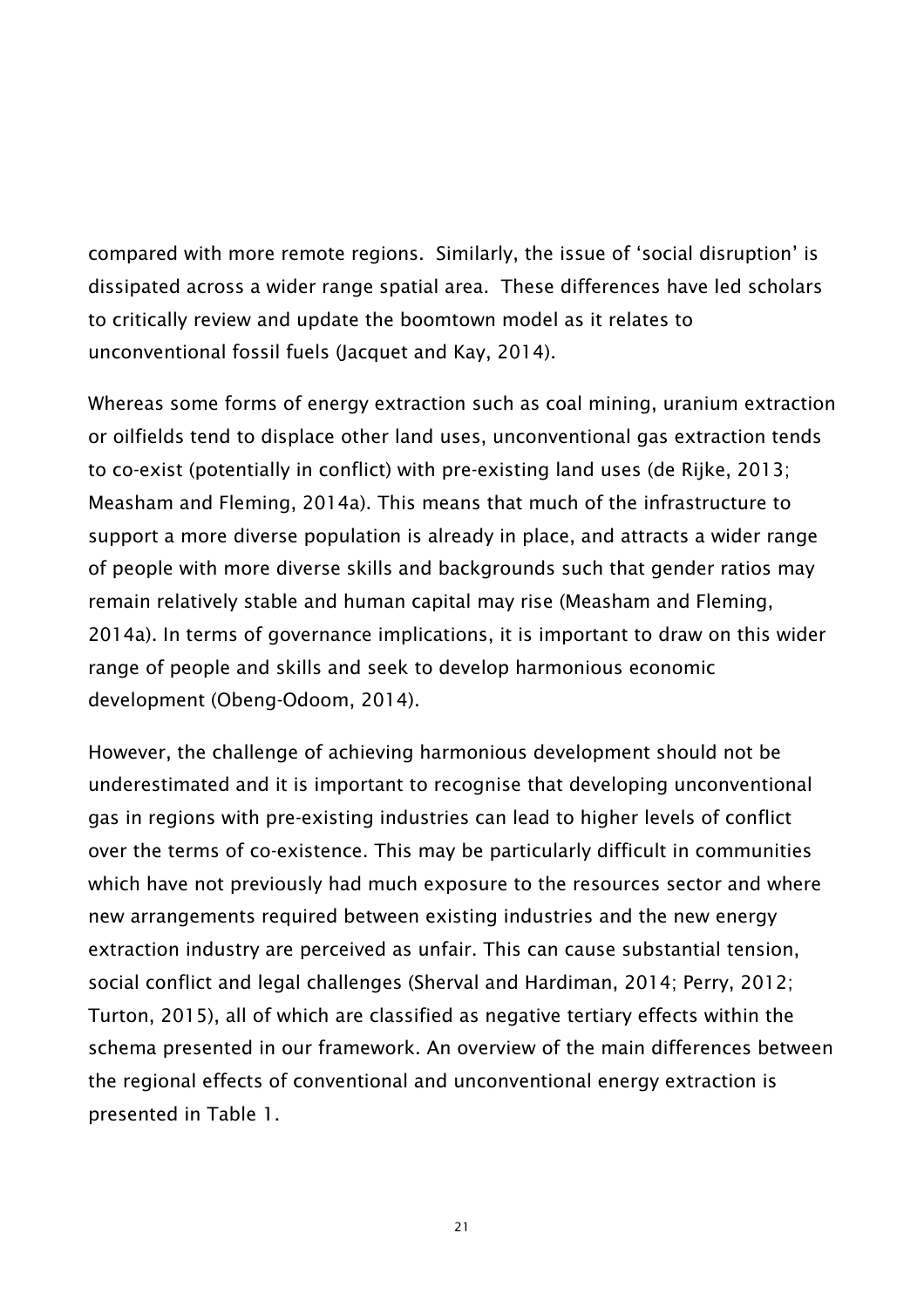compared with more remote regions. Similarly, the issue of 'social disruption' is dissipated across a wider range spatial area. These differences have led scholars to critically review and update the boomtown model as it relates to unconventional fossil fuels (Jacquet and Kay, 2014).

Whereas some forms of energy extraction such as coal mining, uranium extraction or oilfields tend to displace other land uses, unconventional gas extraction tends to co-exist (potentially in conflict) with pre-existing land uses (de Rijke, 2013; Measham and Fleming, 2014a). This means that much of the infrastructure to support a more diverse population is already in place, and attracts a wider range of people with more diverse skills and backgrounds such that gender ratios may remain relatively stable and human capital may rise (Measham and Fleming, 2014a). In terms of governance implications, it is important to draw on this wider range of people and skills and seek to develop harmonious economic development (Obeng-Odoom, 2014).

However, the challenge of achieving harmonious development should not be underestimated and it is important to recognise that developing unconventional gas in regions with pre-existing industries can lead to higher levels of conflict over the terms of co-existence. This may be particularly difficult in communities which have not previously had much exposure to the resources sector and where new arrangements required between existing industries and the new energy extraction industry are perceived as unfair. This can cause substantial tension, social conflict and legal challenges (Sherval and Hardiman, 2014; Perry, 2012; Turton, 2015), all of which are classified as negative tertiary effects within the schema presented in our framework. An overview of the main differences between the regional effects of conventional and unconventional energy extraction is presented in Table 1.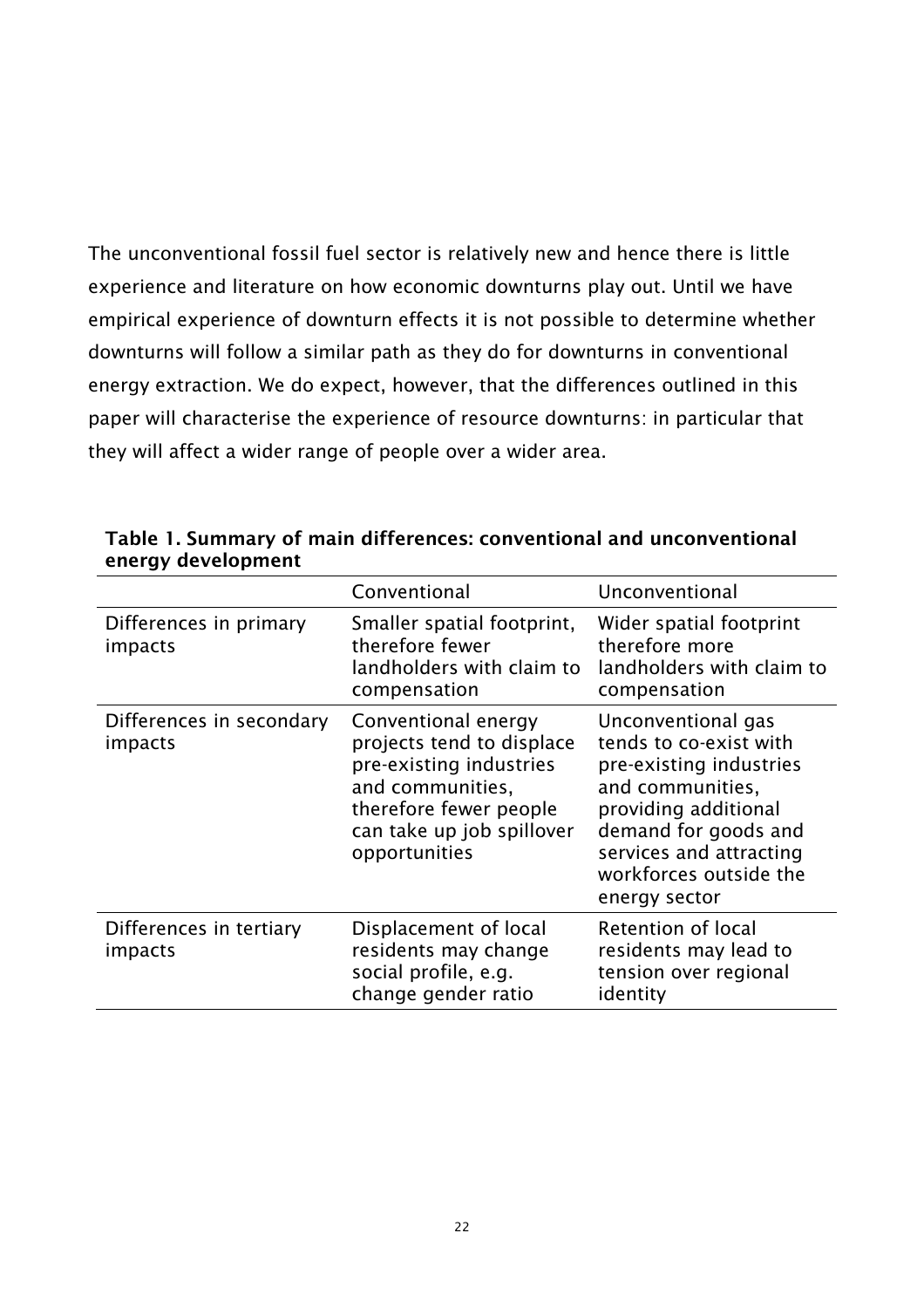The unconventional fossil fuel sector is relatively new and hence there is little experience and literature on how economic downturns play out. Until we have empirical experience of downturn effects it is not possible to determine whether downturns will follow a similar path as they do for downturns in conventional energy extraction. We do expect, however, that the differences outlined in this paper will characterise the experience of resource downturns: in particular that they will affect a wider range of people over a wider area.

**Table 1. Summary of main differences: conventional and unconventional energy development**

| | Conventional | Unconventional |
|---|---|---|
| Differences in primary impacts | Smaller spatial footprint, therefore fewer landholders with claim to compensation | Wider spatial footprint therefore more landholders with claim to compensation |
| Differences in secondary impacts | Conventional energy projects tend to displace pre-existing industries and communities, therefore fewer people can take up job spillover opportunities | Unconventional gas tends to co-exist with pre-existing industries and communities, providing additional demand for goods and services and attracting workforces outside the energy sector |
| Differences in tertiary impacts | Displacement of local residents may change social profile, e.g. change gender ratio | Retention of local residents may lead to tension over regional identity |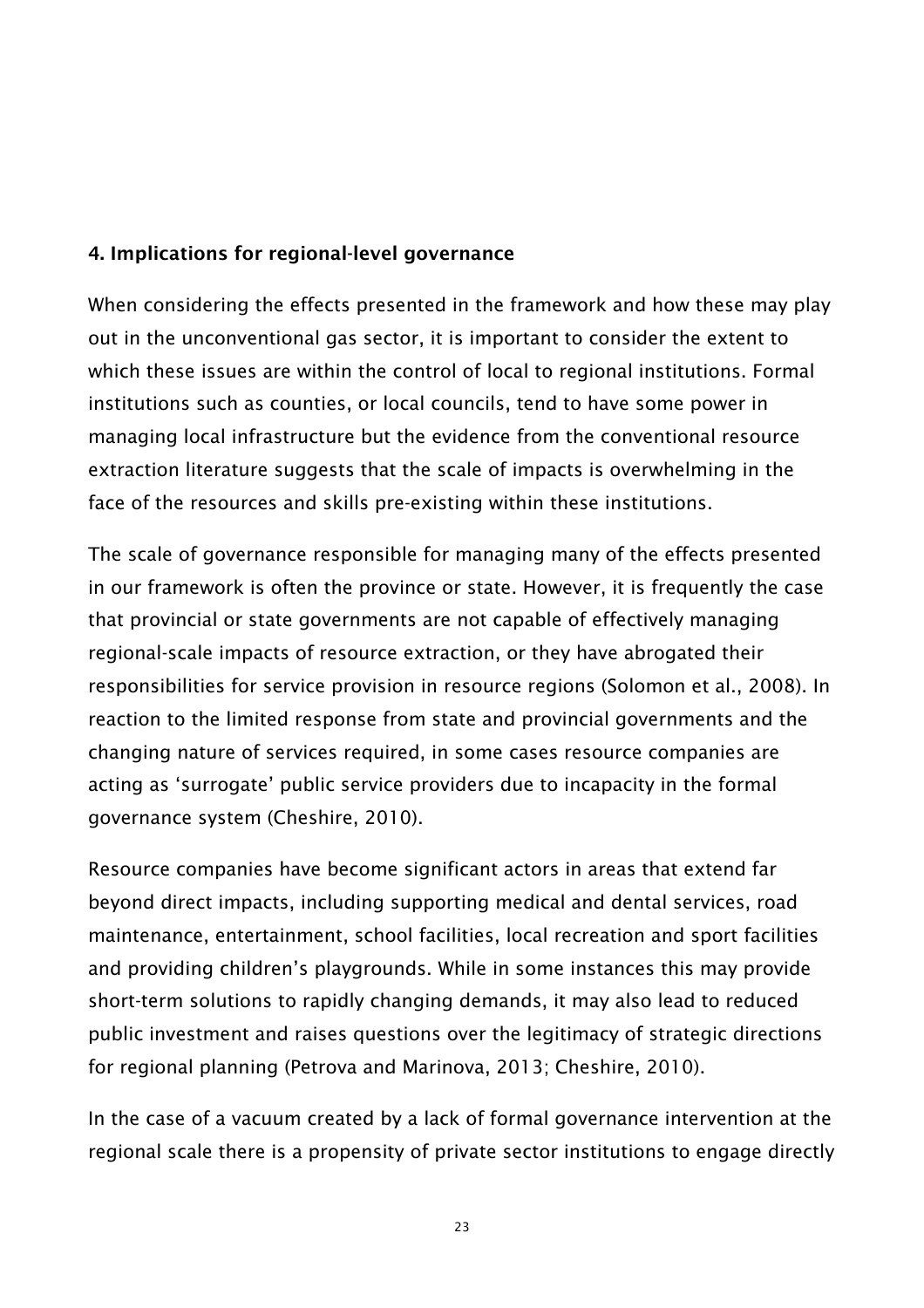## 4. Implications for regional-level governance

When considering the effects presented in the framework and how these may play out in the unconventional gas sector, it is important to consider the extent to which these issues are within the control of local to regional institutions. Formal institutions such as counties, or local councils, tend to have some power in managing local infrastructure but the evidence from the conventional resource extraction literature suggests that the scale of impacts is overwhelming in the face of the resources and skills pre-existing within these institutions.

The scale of governance responsible for managing many of the effects presented in our framework is often the province or state. However, it is frequently the case that provincial or state governments are not capable of effectively managing regional-scale impacts of resource extraction, or they have abrogated their responsibilities for service provision in resource regions (Solomon et al., 2008). In reaction to the limited response from state and provincial governments and the changing nature of services required, in some cases resource companies are acting as 'surrogate' public service providers due to incapacity in the formal governance system (Cheshire, 2010).

Resource companies have become significant actors in areas that extend far beyond direct impacts, including supporting medical and dental services, road maintenance, entertainment, school facilities, local recreation and sport facilities and providing children's playgrounds. While in some instances this may provide short-term solutions to rapidly changing demands, it may also lead to reduced public investment and raises questions over the legitimacy of strategic directions for regional planning (Petrova and Marinova, 2013; Cheshire, 2010).

In the case of a vacuum created by a lack of formal governance intervention at the regional scale there is a propensity of private sector institutions to engage directly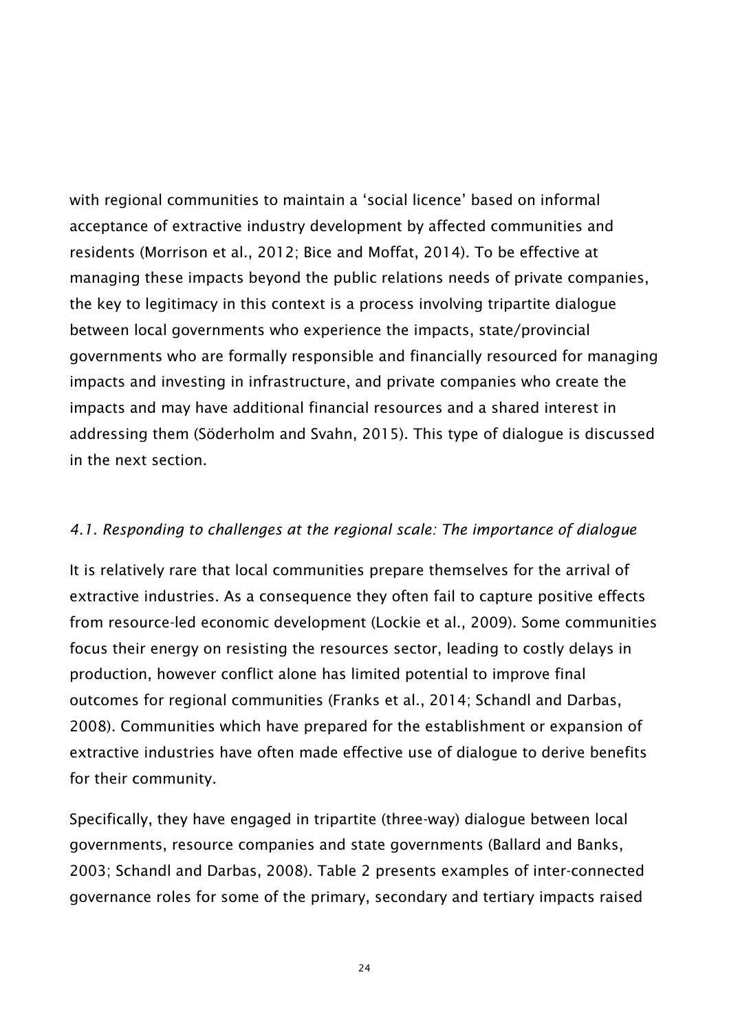with regional communities to maintain a ‘social licence’ based on informal acceptance of extractive industry development by affected communities and residents (Morrison et al., 2012; Bice and Moffat, 2014). To be effective at managing these impacts beyond the public relations needs of private companies, the key to legitimacy in this context is a process involving tripartite dialogue between local governments who experience the impacts, state/provincial governments who are formally responsible and financially resourced for managing impacts and investing in infrastructure, and private companies who create the impacts and may have additional financial resources and a shared interest in addressing them (Söderholm and Svahn, 2015). This type of dialogue is discussed in the next section.

### *4.1. Responding to challenges at the regional scale: The importance of dialogue*

It is relatively rare that local communities prepare themselves for the arrival of extractive industries. As a consequence they often fail to capture positive effects from resource-led economic development (Lockie et al., 2009). Some communities focus their energy on resisting the resources sector, leading to costly delays in production, however conflict alone has limited potential to improve final outcomes for regional communities (Franks et al., 2014; Schandl and Darbas, 2008). Communities which have prepared for the establishment or expansion of extractive industries have often made effective use of dialogue to derive benefits for their community.

Specifically, they have engaged in tripartite (three-way) dialogue between local governments, resource companies and state governments (Ballard and Banks, 2003; Schandl and Darbas, 2008). Table 2 presents examples of inter-connected governance roles for some of the primary, secondary and tertiary impacts raised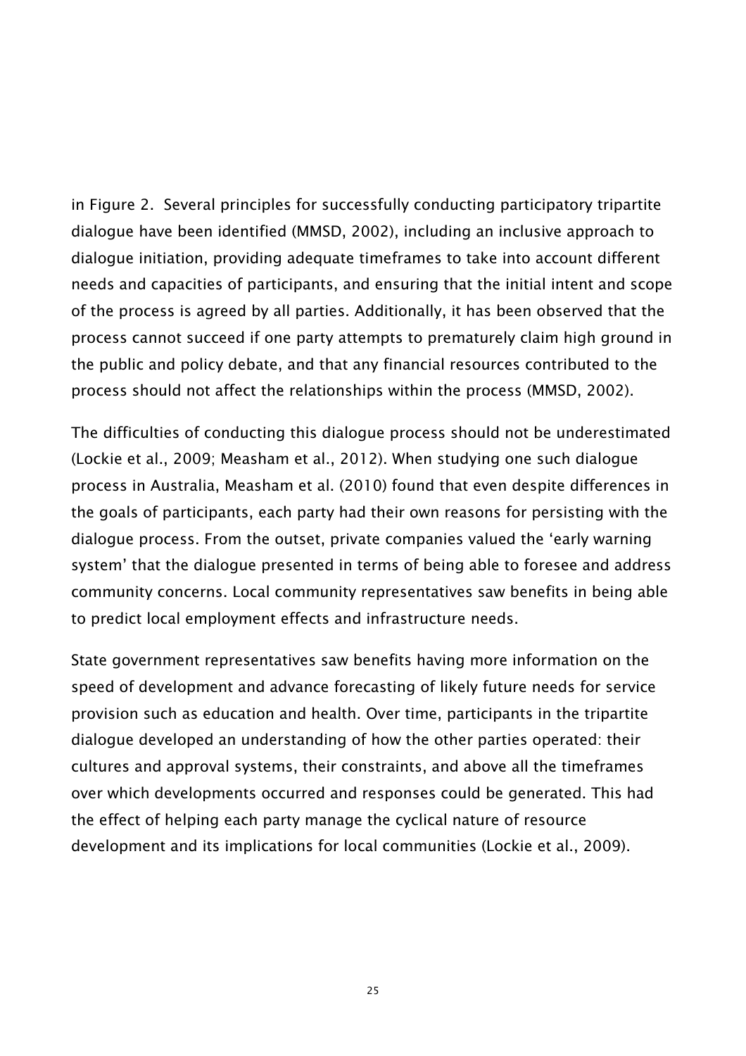in Figure 2. Several principles for successfully conducting participatory tripartite dialogue have been identified (MMSD, 2002), including an inclusive approach to dialogue initiation, providing adequate timeframes to take into account different needs and capacities of participants, and ensuring that the initial intent and scope of the process is agreed by all parties. Additionally, it has been observed that the process cannot succeed if one party attempts to prematurely claim high ground in the public and policy debate, and that any financial resources contributed to the process should not affect the relationships within the process (MMSD, 2002).

The difficulties of conducting this dialogue process should not be underestimated (Lockie et al., 2009; Measham et al., 2012). When studying one such dialogue process in Australia, Measham et al. (2010) found that even despite differences in the goals of participants, each party had their own reasons for persisting with the dialogue process. From the outset, private companies valued the 'early warning system' that the dialogue presented in terms of being able to foresee and address community concerns. Local community representatives saw benefits in being able to predict local employment effects and infrastructure needs.

State government representatives saw benefits having more information on the speed of development and advance forecasting of likely future needs for service provision such as education and health. Over time, participants in the tripartite dialogue developed an understanding of how the other parties operated: their cultures and approval systems, their constraints, and above all the timeframes over which developments occurred and responses could be generated. This had the effect of helping each party manage the cyclical nature of resource development and its implications for local communities (Lockie et al., 2009).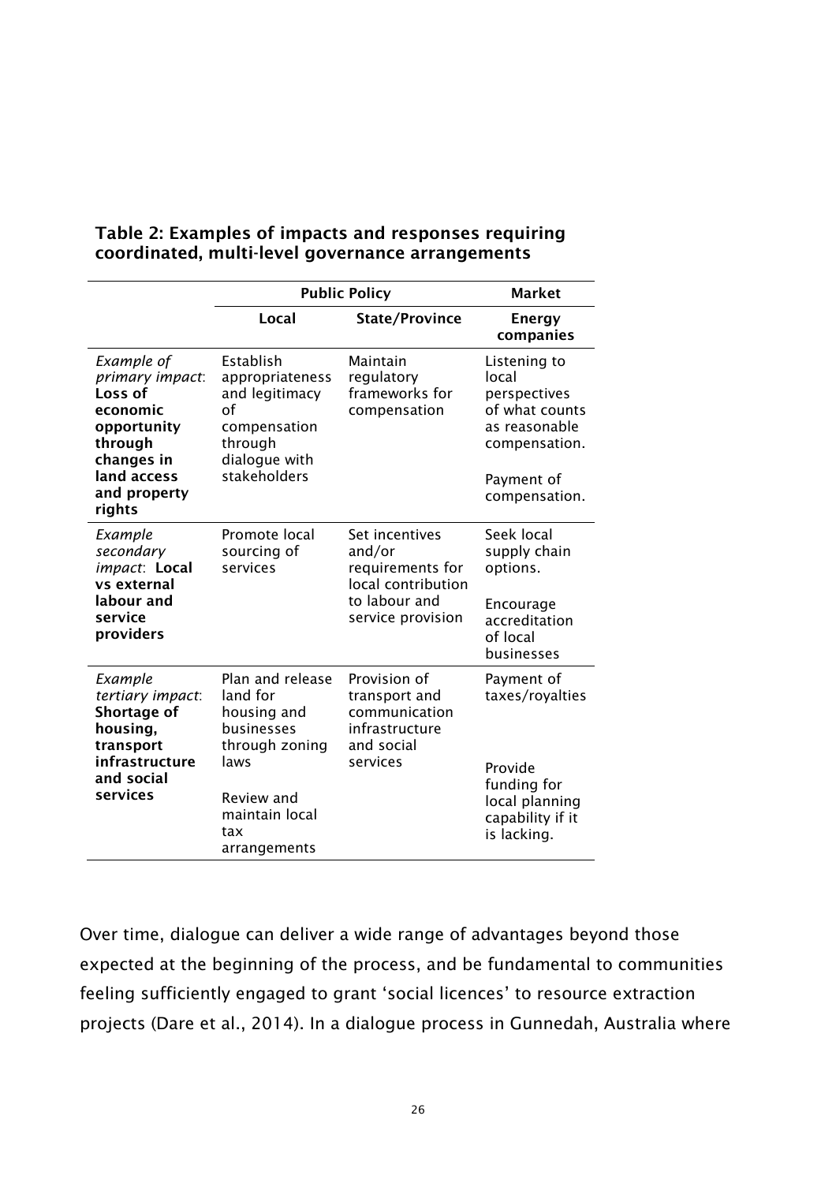**Table 2: Examples of impacts and responses requiring coordinated, multi-level governance arrangements**

| | **Public Policy** | | **Market** |
|---|---|---|---|
| | **Local** | **State/Province** | **Energy companies** |
| *Example of primary impact*: **Loss of economic opportunity through changes in land access and property rights** | Establish appropriateness and legitimacy of compensation through dialogue with stakeholders | Maintain regulatory frameworks for compensation | Listening to local perspectives of what counts as reasonable compensation.<br><br>Payment of compensation. |
| *Example secondary impact*: **Local vs external labour and service providers** | Promote local sourcing of services | Set incentives and/or requirements for local contribution to labour and service provision | Seek local supply chain options.<br><br>Encourage accreditation of local businesses |
| *Example tertiary impact*: **Shortage of housing, transport infrastructure and social services** | Plan and release land for housing and businesses through zoning laws<br><br>Review and maintain local tax arrangements | Provision of transport and communication infrastructure and social services | Payment of taxes/royalties<br><br>Provide funding for local planning capability if it is lacking. |

Over time, dialogue can deliver a wide range of advantages beyond those expected at the beginning of the process, and be fundamental to communities feeling sufficiently engaged to grant 'social licences' to resource extraction projects (Dare et al., 2014). In a dialogue process in Gunnedah, Australia where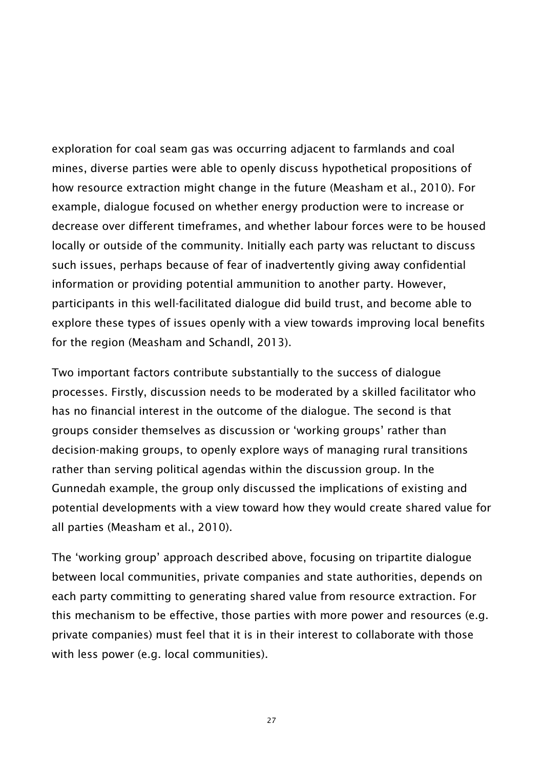exploration for coal seam gas was occurring adjacent to farmlands and coal mines, diverse parties were able to openly discuss hypothetical propositions of how resource extraction might change in the future (Measham et al., 2010). For example, dialogue focused on whether energy production were to increase or decrease over different timeframes, and whether labour forces were to be housed locally or outside of the community. Initially each party was reluctant to discuss such issues, perhaps because of fear of inadvertently giving away confidential information or providing potential ammunition to another party. However, participants in this well-facilitated dialogue did build trust, and become able to explore these types of issues openly with a view towards improving local benefits for the region (Measham and Schandl, 2013).

Two important factors contribute substantially to the success of dialogue processes. Firstly, discussion needs to be moderated by a skilled facilitator who has no financial interest in the outcome of the dialogue. The second is that groups consider themselves as discussion or 'working groups' rather than decision-making groups, to openly explore ways of managing rural transitions rather than serving political agendas within the discussion group. In the Gunnedah example, the group only discussed the implications of existing and potential developments with a view toward how they would create shared value for all parties (Measham et al., 2010).

The 'working group' approach described above, focusing on tripartite dialogue between local communities, private companies and state authorities, depends on each party committing to generating shared value from resource extraction. For this mechanism to be effective, those parties with more power and resources (e.g. private companies) must feel that it is in their interest to collaborate with those with less power (e.g. local communities).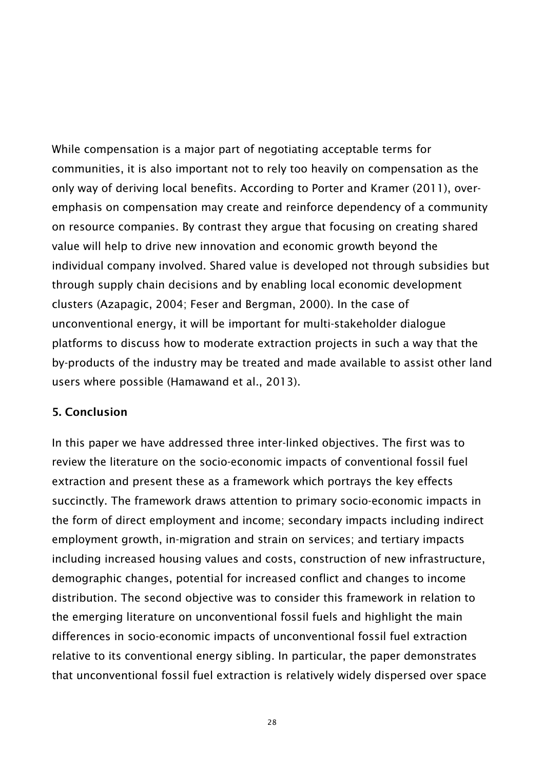While compensation is a major part of negotiating acceptable terms for communities, it is also important not to rely too heavily on compensation as the only way of deriving local benefits. According to Porter and Kramer (2011), over-emphasis on compensation may create and reinforce dependency of a community on resource companies. By contrast they argue that focusing on creating shared value will help to drive new innovation and economic growth beyond the individual company involved. Shared value is developed not through subsidies but through supply chain decisions and by enabling local economic development clusters (Azapagic, 2004; Feser and Bergman, 2000). In the case of unconventional energy, it will be important for multi-stakeholder dialogue platforms to discuss how to moderate extraction projects in such a way that the by-products of the industry may be treated and made available to assist other land users where possible (Hamawand et al., 2013).

## 5. Conclusion

In this paper we have addressed three inter-linked objectives. The first was to review the literature on the socio-economic impacts of conventional fossil fuel extraction and present these as a framework which portrays the key effects succinctly. The framework draws attention to primary socio-economic impacts in the form of direct employment and income; secondary impacts including indirect employment growth, in-migration and strain on services; and tertiary impacts including increased housing values and costs, construction of new infrastructure, demographic changes, potential for increased conflict and changes to income distribution. The second objective was to consider this framework in relation to the emerging literature on unconventional fossil fuels and highlight the main differences in socio-economic impacts of unconventional fossil fuel extraction relative to its conventional energy sibling. In particular, the paper demonstrates that unconventional fossil fuel extraction is relatively widely dispersed over space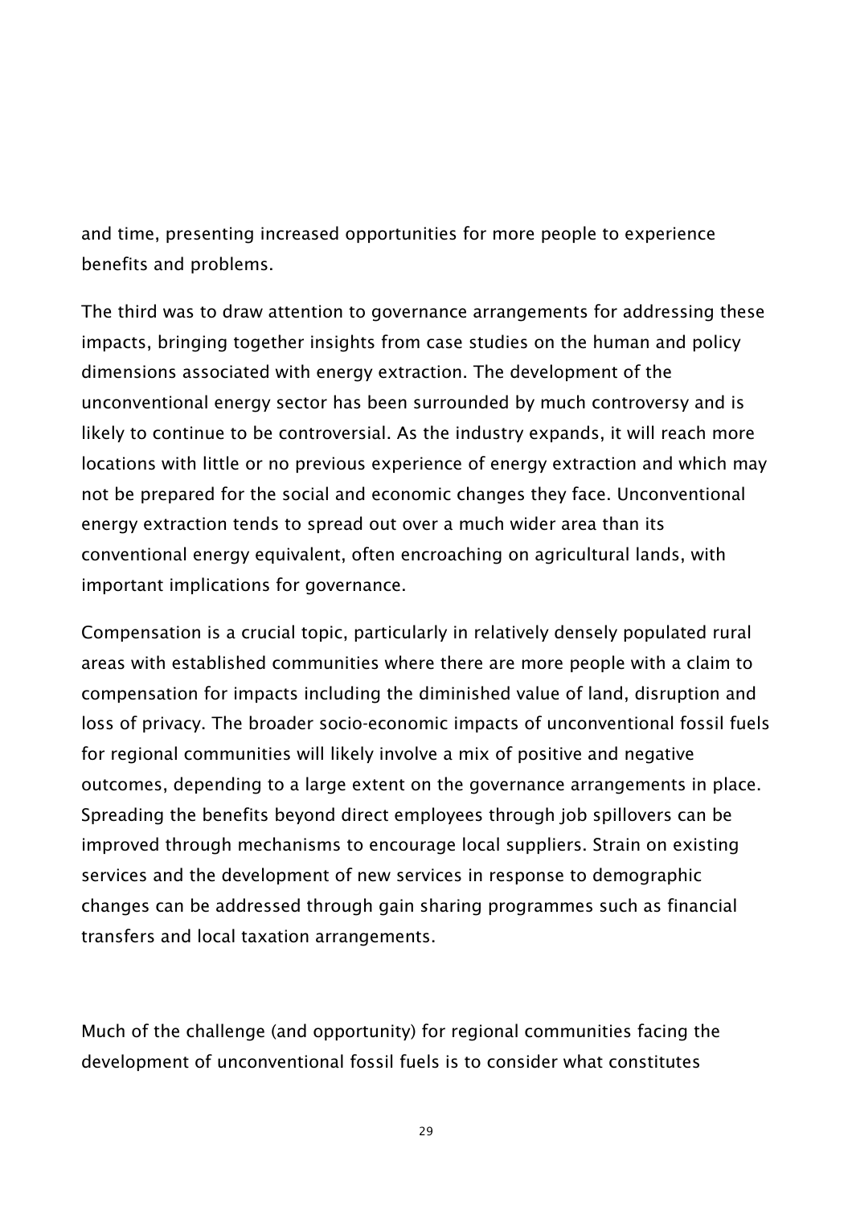and time, presenting increased opportunities for more people to experience benefits and problems.

The third was to draw attention to governance arrangements for addressing these impacts, bringing together insights from case studies on the human and policy dimensions associated with energy extraction. The development of the unconventional energy sector has been surrounded by much controversy and is likely to continue to be controversial. As the industry expands, it will reach more locations with little or no previous experience of energy extraction and which may not be prepared for the social and economic changes they face. Unconventional energy extraction tends to spread out over a much wider area than its conventional energy equivalent, often encroaching on agricultural lands, with important implications for governance.

Compensation is a crucial topic, particularly in relatively densely populated rural areas with established communities where there are more people with a claim to compensation for impacts including the diminished value of land, disruption and loss of privacy. The broader socio-economic impacts of unconventional fossil fuels for regional communities will likely involve a mix of positive and negative outcomes, depending to a large extent on the governance arrangements in place. Spreading the benefits beyond direct employees through job spillovers can be improved through mechanisms to encourage local suppliers. Strain on existing services and the development of new services in response to demographic changes can be addressed through gain sharing programmes such as financial transfers and local taxation arrangements.

Much of the challenge (and opportunity) for regional communities facing the development of unconventional fossil fuels is to consider what constitutes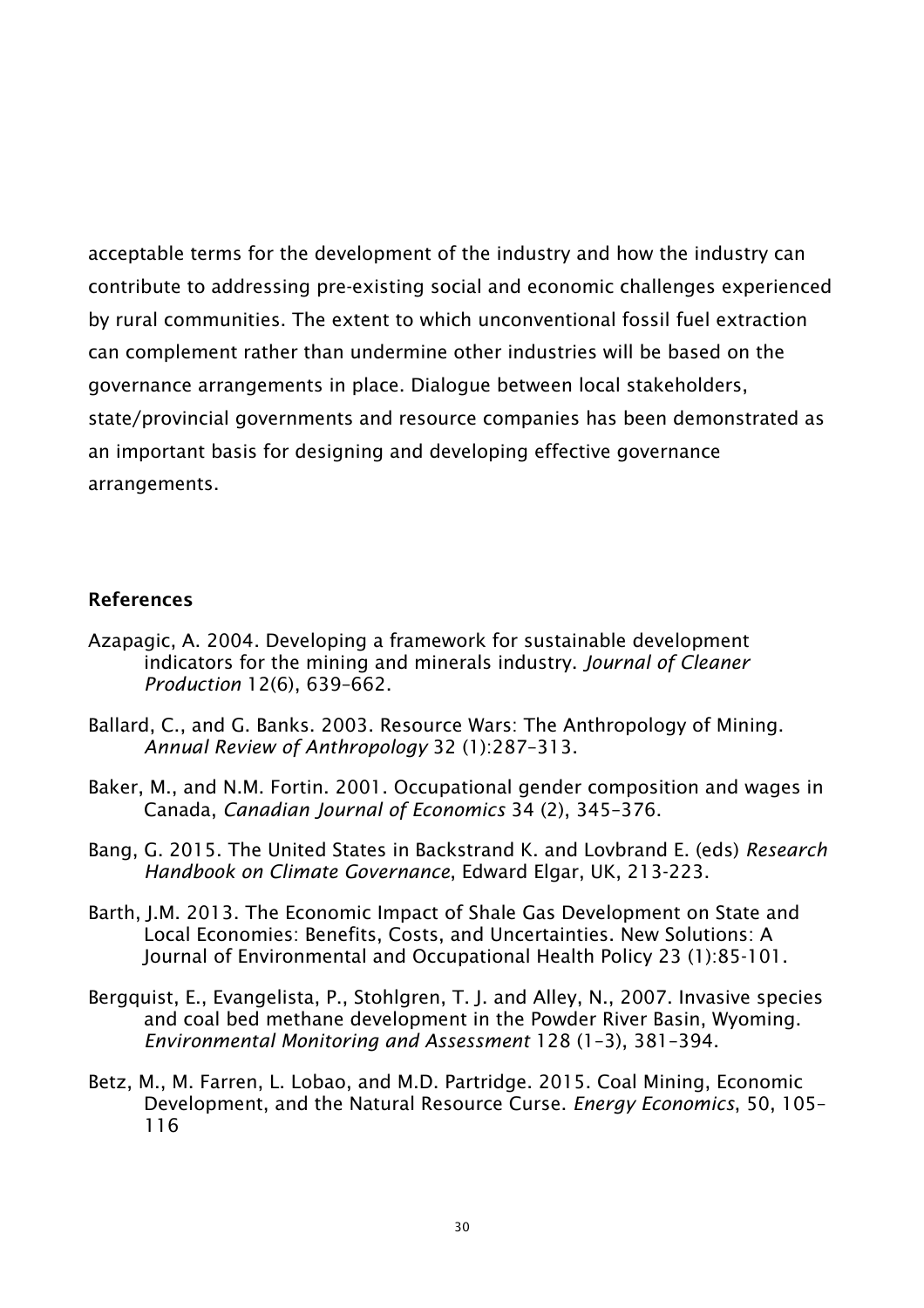acceptable terms for the development of the industry and how the industry can contribute to addressing pre-existing social and economic challenges experienced by rural communities. The extent to which unconventional fossil fuel extraction can complement rather than undermine other industries will be based on the governance arrangements in place. Dialogue between local stakeholders, state/provincial governments and resource companies has been demonstrated as an important basis for designing and developing effective governance arrangements.

## References

Azapagic, A. 2004. Developing a framework for sustainable development indicators for the mining and minerals industry. *Journal of Cleaner Production* 12(6), 639–662.

Ballard, C., and G. Banks. 2003. Resource Wars: The Anthropology of Mining. *Annual Review of Anthropology* 32 (1):287–313.

Baker, M., and N.M. Fortin. 2001. Occupational gender composition and wages in Canada, *Canadian Journal of Economics* 34 (2), 345–376.

Bang, G. 2015. The United States in Backstrand K. and Lovbrand E. (eds) *Research Handbook on Climate Governance*, Edward Elgar, UK, 213-223.

Barth, J.M. 2013. The Economic Impact of Shale Gas Development on State and Local Economies: Benefits, Costs, and Uncertainties. New Solutions: A Journal of Environmental and Occupational Health Policy 23 (1):85-101.

Bergquist, E., Evangelista, P., Stohlgren, T. J. and Alley, N., 2007. Invasive species and coal bed methane development in the Powder River Basin, Wyoming. *Environmental Monitoring and Assessment* 128 (1–3), 381–394.

Betz, M., M. Farren, L. Lobao, and M.D. Partridge. 2015. Coal Mining, Economic Development, and the Natural Resource Curse. *Energy Economics*, 50, 105–116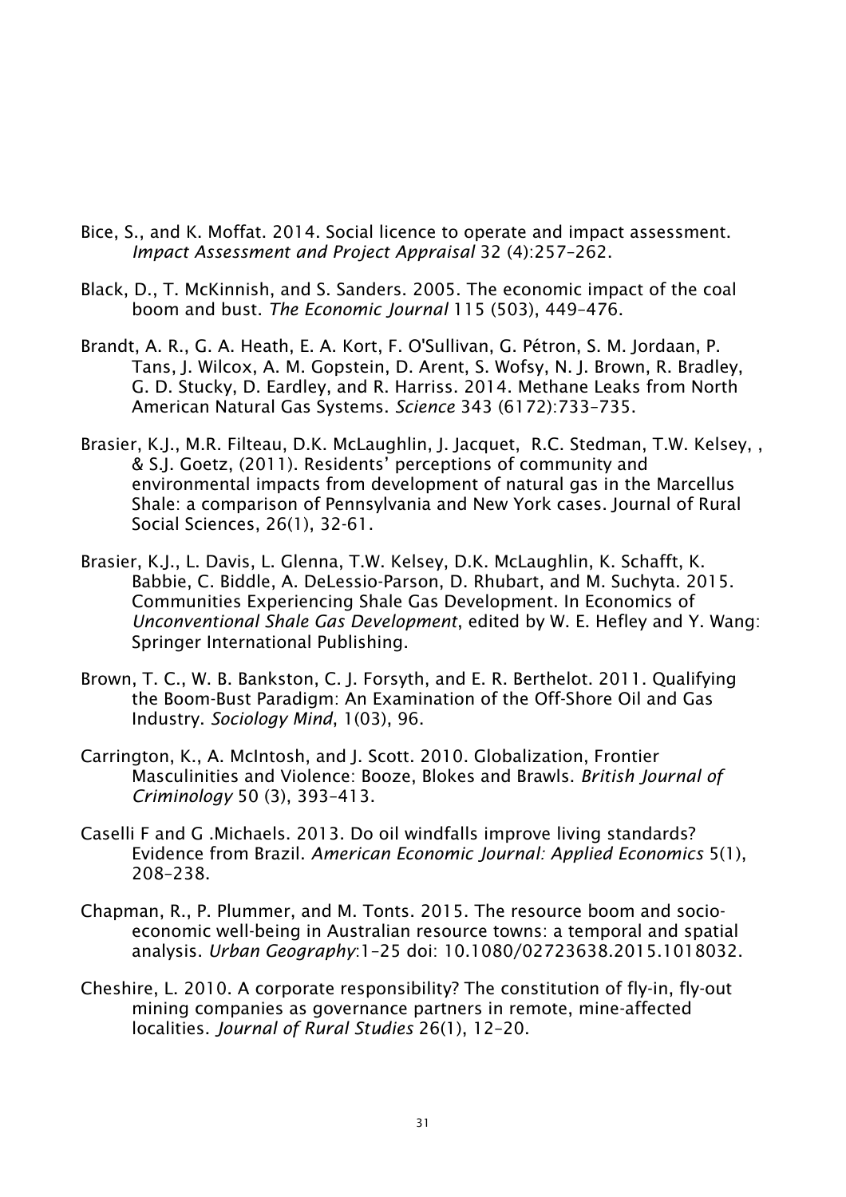Bice, S., and K. Moffat. 2014. Social licence to operate and impact assessment. *Impact Assessment and Project Appraisal* 32 (4):257–262.

Black, D., T. McKinnish, and S. Sanders. 2005. The economic impact of the coal boom and bust. *The Economic Journal* 115 (503), 449–476.

Brandt, A. R., G. A. Heath, E. A. Kort, F. O'Sullivan, G. Pétron, S. M. Jordaan, P. Tans, J. Wilcox, A. M. Gopstein, D. Arent, S. Wofsy, N. J. Brown, R. Bradley, G. D. Stucky, D. Eardley, and R. Harriss. 2014. Methane Leaks from North American Natural Gas Systems. *Science* 343 (6172):733–735.

Brasier, K.J., M.R. Filteau, D.K. McLaughlin, J. Jacquet, R.C. Stedman, T.W. Kelsey, , & S.J. Goetz, (2011). Residents' perceptions of community and environmental impacts from development of natural gas in the Marcellus Shale: a comparison of Pennsylvania and New York cases. Journal of Rural Social Sciences, 26(1), 32-61.

Brasier, K.J., L. Davis, L. Glenna, T.W. Kelsey, D.K. McLaughlin, K. Schafft, K. Babbie, C. Biddle, A. DeLessio-Parson, D. Rhubart, and M. Suchyta. 2015. Communities Experiencing Shale Gas Development. In Economics of *Unconventional Shale Gas Development*, edited by W. E. Hefley and Y. Wang: Springer International Publishing.

Brown, T. C., W. B. Bankston, C. J. Forsyth, and E. R. Berthelot. 2011. Qualifying the Boom-Bust Paradigm: An Examination of the Off-Shore Oil and Gas Industry. *Sociology Mind*, 1(03), 96.

Carrington, K., A. McIntosh, and J. Scott. 2010. Globalization, Frontier Masculinities and Violence: Booze, Blokes and Brawls. *British Journal of Criminology* 50 (3), 393–413.

Caselli F and G .Michaels. 2013. Do oil windfalls improve living standards? Evidence from Brazil. *American Economic Journal: Applied Economics* 5(1), 208–238.

Chapman, R., P. Plummer, and M. Tonts. 2015. The resource boom and socio-economic well-being in Australian resource towns: a temporal and spatial analysis. *Urban Geography*:1–25 doi: 10.1080/02723638.2015.1018032.

Cheshire, L. 2010. A corporate responsibility? The constitution of fly-in, fly-out mining companies as governance partners in remote, mine-affected localities. *Journal of Rural Studies* 26(1), 12–20.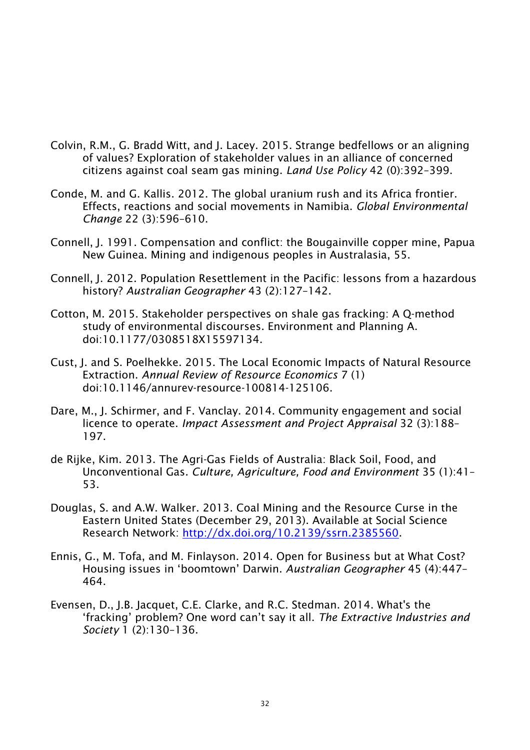Colvin, R.M., G. Bradd Witt, and J. Lacey. 2015. Strange bedfellows or an aligning of values? Exploration of stakeholder values in an alliance of concerned citizens against coal seam gas mining. *Land Use Policy* 42 (0):392–399.

Conde, M. and G. Kallis. 2012. The global uranium rush and its Africa frontier. Effects, reactions and social movements in Namibia. *Global Environmental Change* 22 (3):596–610.

Connell, J. 1991. Compensation and conflict: the Bougainville copper mine, Papua New Guinea. Mining and indigenous peoples in Australasia, 55.

Connell, J. 2012. Population Resettlement in the Pacific: lessons from a hazardous history? *Australian Geographer* 43 (2):127–142.

Cotton, M. 2015. Stakeholder perspectives on shale gas fracking: A Q-method study of environmental discourses. Environment and Planning A. doi:10.1177/0308518X15597134.

Cust, J. and S. Poelhekke. 2015. The Local Economic Impacts of Natural Resource Extraction. *Annual Review of Resource Economics* 7 (1) doi:10.1146/annurev-resource-100814-125106.

Dare, M., J. Schirmer, and F. Vanclay. 2014. Community engagement and social licence to operate. *Impact Assessment and Project Appraisal* 32 (3):188–197.

de Rijke, Kim. 2013. The Agri-Gas Fields of Australia: Black Soil, Food, and Unconventional Gas. *Culture, Agriculture, Food and Environment* 35 (1):41–53.

Douglas, S. and A.W. Walker. 2013. Coal Mining and the Resource Curse in the Eastern United States (December 29, 2013). Available at Social Science Research Network: http://dx.doi.org/10.2139/ssrn.2385560.

Ennis, G., M. Tofa, and M. Finlayson. 2014. Open for Business but at What Cost? Housing issues in 'boomtown' Darwin. *Australian Geographer* 45 (4):447–464.

Evensen, D., J.B. Jacquet, C.E. Clarke, and R.C. Stedman. 2014. What's the 'fracking' problem? One word can't say it all. *The Extractive Industries and Society* 1 (2):130–136.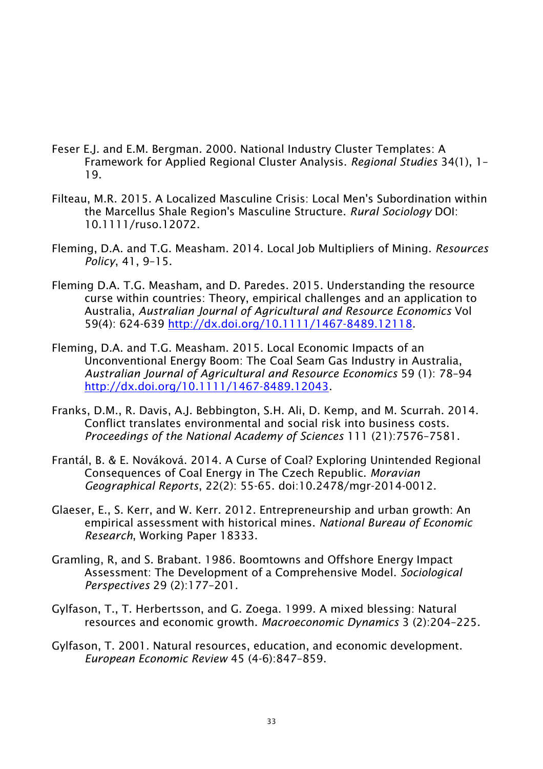Feser E.J. and E.M. Bergman. 2000. National Industry Cluster Templates: A Framework for Applied Regional Cluster Analysis. *Regional Studies* 34(1), 1–19.

Filteau, M.R. 2015. A Localized Masculine Crisis: Local Men's Subordination within the Marcellus Shale Region's Masculine Structure. *Rural Sociology* DOI: 10.1111/ruso.12072.

Fleming, D.A. and T.G. Measham. 2014. Local Job Multipliers of Mining. *Resources Policy*, 41, 9–15.

Fleming D.A. T.G. Measham, and D. Paredes. 2015. Understanding the resource curse within countries: Theory, empirical challenges and an application to Australia, *Australian Journal of Agricultural and Resource Economics* Vol 59(4): 624-639 [http://dx.doi.org/10.1111/1467-8489.12118](http://dx.doi.org/10.1111/1467-8489.12118).

Fleming, D.A. and T.G. Measham. 2015. Local Economic Impacts of an Unconventional Energy Boom: The Coal Seam Gas Industry in Australia, *Australian Journal of Agricultural and Resource Economics* 59 (1): 78–94 [http://dx.doi.org/10.1111/1467-8489.12043](http://dx.doi.org/10.1111/1467-8489.12043).

Franks, D.M., R. Davis, A.J. Bebbington, S.H. Ali, D. Kemp, and M. Scurrah. 2014. Conflict translates environmental and social risk into business costs. *Proceedings of the National Academy of Sciences* 111 (21):7576–7581.

Frantál, B. & E. Nováková. 2014. A Curse of Coal? Exploring Unintended Regional Consequences of Coal Energy in The Czech Republic. *Moravian Geographical Reports*, 22(2): 55-65. doi:10.2478/mgr-2014-0012.

Glaeser, E., S. Kerr, and W. Kerr. 2012. Entrepreneurship and urban growth: An empirical assessment with historical mines. *National Bureau of Economic Research*, Working Paper 18333.

Gramling, R, and S. Brabant. 1986. Boomtowns and Offshore Energy Impact Assessment: The Development of a Comprehensive Model. *Sociological Perspectives* 29 (2):177–201.

Gylfason, T., T. Herbertsson, and G. Zoega. 1999. A mixed blessing: Natural resources and economic growth. *Macroeconomic Dynamics* 3 (2):204–225.

Gylfason, T. 2001. Natural resources, education, and economic development. *European Economic Review* 45 (4-6):847–859.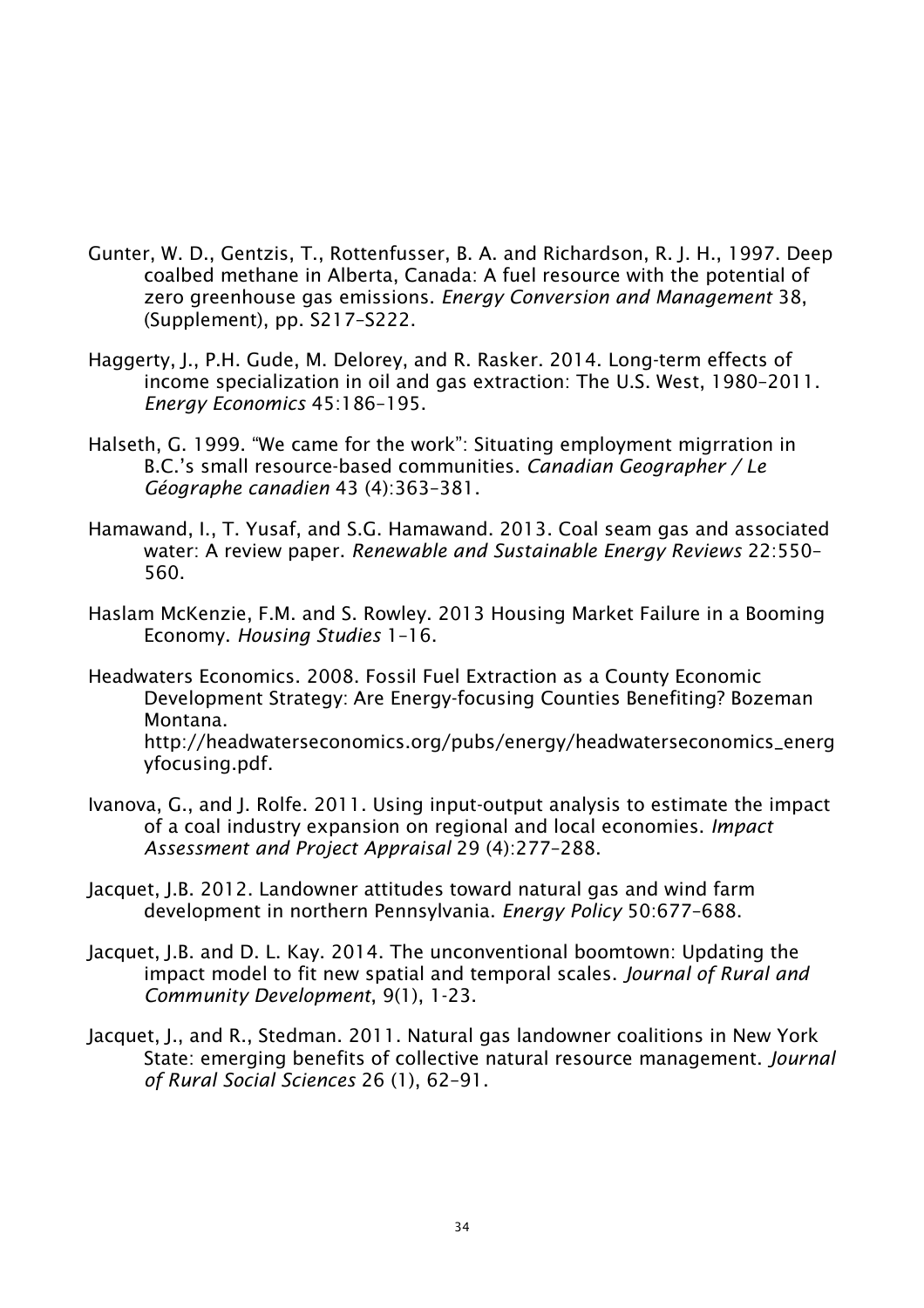Gunter, W. D., Gentzis, T., Rottenfusser, B. A. and Richardson, R. J. H., 1997. Deep coalbed methane in Alberta, Canada: A fuel resource with the potential of zero greenhouse gas emissions. *Energy Conversion and Management* 38, (Supplement), pp. S217–S222.

Haggerty, J., P.H. Gude, M. Delorey, and R. Rasker. 2014. Long-term effects of income specialization in oil and gas extraction: The U.S. West, 1980–2011. *Energy Economics* 45:186–195.

Halseth, G. 1999. "We came for the work": Situating employment migrration in B.C.'s small resource-based communities. *Canadian Geographer / Le Géographe canadien* 43 (4):363–381.

Hamawand, I., T. Yusaf, and S.G. Hamawand. 2013. Coal seam gas and associated water: A review paper. *Renewable and Sustainable Energy Reviews* 22:550–560.

Haslam McKenzie, F.M. and S. Rowley. 2013 Housing Market Failure in a Booming Economy. *Housing Studies* 1–16.

Headwaters Economics. 2008. Fossil Fuel Extraction as a County Economic Development Strategy: Are Energy-focusing Counties Benefiting? Bozeman Montana. http://headwaterseconomics.org/pubs/energy/headwaterseconomics_energyfocusing.pdf.

Ivanova, G., and J. Rolfe. 2011. Using input-output analysis to estimate the impact of a coal industry expansion on regional and local economies. *Impact Assessment and Project Appraisal* 29 (4):277–288.

Jacquet, J.B. 2012. Landowner attitudes toward natural gas and wind farm development in northern Pennsylvania. *Energy Policy* 50:677–688.

Jacquet, J.B. and D. L. Kay. 2014. The unconventional boomtown: Updating the impact model to fit new spatial and temporal scales. *Journal of Rural and Community Development*, 9(1), 1-23.

Jacquet, J., and R., Stedman. 2011. Natural gas landowner coalitions in New York State: emerging benefits of collective natural resource management. *Journal of Rural Social Sciences* 26 (1), 62–91.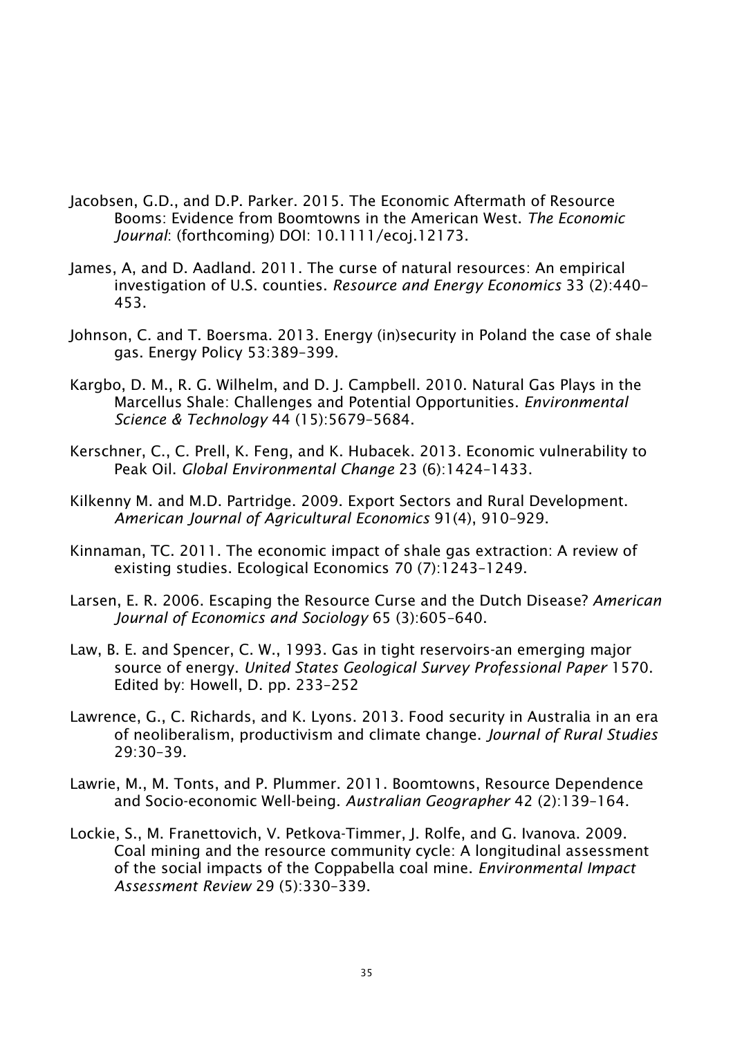Jacobsen, G.D., and D.P. Parker. 2015. The Economic Aftermath of Resource Booms: Evidence from Boomtowns in the American West. *The Economic Journal*: (forthcoming) DOI: 10.1111/ecoj.12173.

James, A, and D. Aadland. 2011. The curse of natural resources: An empirical investigation of U.S. counties. *Resource and Energy Economics* 33 (2):440–453.

Johnson, C. and T. Boersma. 2013. Energy (in)security in Poland the case of shale gas. Energy Policy 53:389–399.

Kargbo, D. M., R. G. Wilhelm, and D. J. Campbell. 2010. Natural Gas Plays in the Marcellus Shale: Challenges and Potential Opportunities. *Environmental Science & Technology* 44 (15):5679–5684.

Kerschner, C., C. Prell, K. Feng, and K. Hubacek. 2013. Economic vulnerability to Peak Oil. *Global Environmental Change* 23 (6):1424–1433.

Kilkenny M. and M.D. Partridge. 2009. Export Sectors and Rural Development. *American Journal of Agricultural Economics* 91(4), 910–929.

Kinnaman, TC. 2011. The economic impact of shale gas extraction: A review of existing studies. Ecological Economics 70 (7):1243–1249.

Larsen, E. R. 2006. Escaping the Resource Curse and the Dutch Disease? *American Journal of Economics and Sociology* 65 (3):605–640.

Law, B. E. and Spencer, C. W., 1993. Gas in tight reservoirs-an emerging major source of energy. *United States Geological Survey Professional Paper* 1570. Edited by: Howell, D. pp. 233–252

Lawrence, G., C. Richards, and K. Lyons. 2013. Food security in Australia in an era of neoliberalism, productivism and climate change. *Journal of Rural Studies* 29:30–39.

Lawrie, M., M. Tonts, and P. Plummer. 2011. Boomtowns, Resource Dependence and Socio-economic Well-being. *Australian Geographer* 42 (2):139–164.

Lockie, S., M. Franettovich, V. Petkova-Timmer, J. Rolfe, and G. Ivanova. 2009. Coal mining and the resource community cycle: A longitudinal assessment of the social impacts of the Coppabella coal mine. *Environmental Impact Assessment Review* 29 (5):330–339.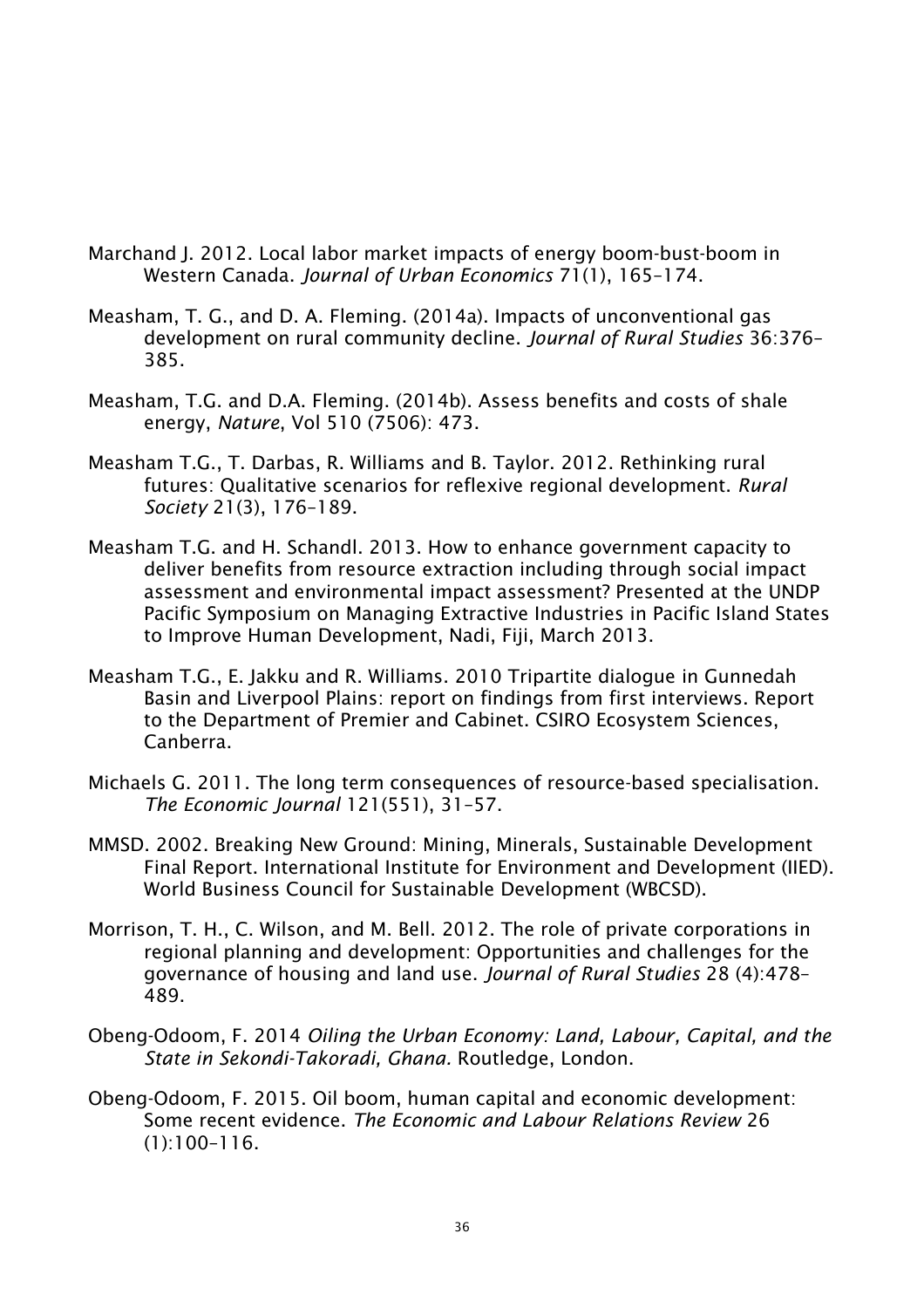Marchand J. 2012. Local labor market impacts of energy boom-bust-boom in Western Canada. *Journal of Urban Economics* 71(1), 165–174.

Measham, T. G., and D. A. Fleming. (2014a). Impacts of unconventional gas development on rural community decline. *Journal of Rural Studies* 36:376–385.

Measham, T.G. and D.A. Fleming. (2014b). Assess benefits and costs of shale energy, *Nature*, Vol 510 (7506): 473.

Measham T.G., T. Darbas, R. Williams and B. Taylor. 2012. Rethinking rural futures: Qualitative scenarios for reflexive regional development. *Rural Society* 21(3), 176–189.

Measham T.G. and H. Schandl. 2013. How to enhance government capacity to deliver benefits from resource extraction including through social impact assessment and environmental impact assessment? Presented at the UNDP Pacific Symposium on Managing Extractive Industries in Pacific Island States to Improve Human Development, Nadi, Fiji, March 2013.

Measham T.G., E. Jakku and R. Williams. 2010 Tripartite dialogue in Gunnedah Basin and Liverpool Plains: report on findings from first interviews. Report to the Department of Premier and Cabinet. CSIRO Ecosystem Sciences, Canberra.

Michaels G. 2011. The long term consequences of resource-based specialisation. *The Economic Journal* 121(551), 31–57.

MMSD. 2002. Breaking New Ground: Mining, Minerals, Sustainable Development Final Report. International Institute for Environment and Development (IIED). World Business Council for Sustainable Development (WBCSD).

Morrison, T. H., C. Wilson, and M. Bell. 2012. The role of private corporations in regional planning and development: Opportunities and challenges for the governance of housing and land use. *Journal of Rural Studies* 28 (4):478–489.

Obeng-Odoom, F. 2014 *Oiling the Urban Economy: Land, Labour, Capital, and the State in Sekondi-Takoradi, Ghana.* Routledge, London.

Obeng-Odoom, F. 2015. Oil boom, human capital and economic development: Some recent evidence. *The Economic and Labour Relations Review* 26 (1):100–116.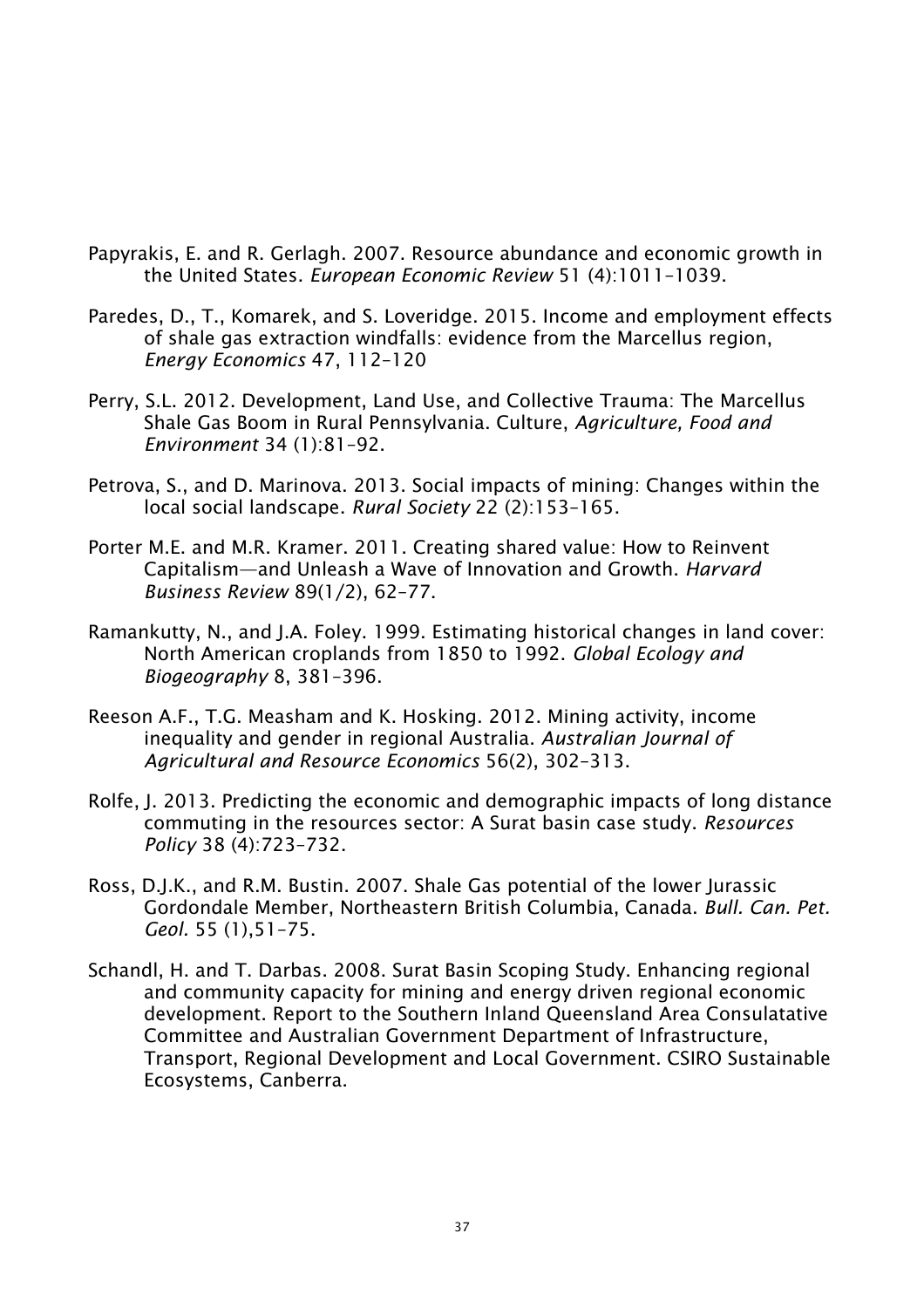Papyrakis, E. and R. Gerlagh. 2007. Resource abundance and economic growth in the United States. *European Economic Review* 51 (4):1011–1039.

Paredes, D., T., Komarek, and S. Loveridge. 2015. Income and employment effects of shale gas extraction windfalls: evidence from the Marcellus region, *Energy Economics* 47, 112–120

Perry, S.L. 2012. Development, Land Use, and Collective Trauma: The Marcellus Shale Gas Boom in Rural Pennsylvania. Culture, *Agriculture, Food and Environment* 34 (1):81–92.

Petrova, S., and D. Marinova. 2013. Social impacts of mining: Changes within the local social landscape. *Rural Society* 22 (2):153–165.

Porter M.E. and M.R. Kramer. 2011. Creating shared value: How to Reinvent Capitalism—and Unleash a Wave of Innovation and Growth. *Harvard Business Review* 89(1/2), 62–77.

Ramankutty, N., and J.A. Foley. 1999. Estimating historical changes in land cover: North American croplands from 1850 to 1992. *Global Ecology and Biogeography* 8, 381–396.

Reeson A.F., T.G. Measham and K. Hosking. 2012. Mining activity, income inequality and gender in regional Australia. *Australian Journal of Agricultural and Resource Economics* 56(2), 302–313.

Rolfe, J. 2013. Predicting the economic and demographic impacts of long distance commuting in the resources sector: A Surat basin case study. *Resources Policy* 38 (4):723–732.

Ross, D.J.K., and R.M. Bustin. 2007. Shale Gas potential of the lower Jurassic Gordondale Member, Northeastern British Columbia, Canada. *Bull. Can. Pet. Geol.* 55 (1),51–75.

Schandl, H. and T. Darbas. 2008. Surat Basin Scoping Study. Enhancing regional and community capacity for mining and energy driven regional economic development. Report to the Southern Inland Queensland Area Consulatative Committee and Australian Government Department of Infrastructure, Transport, Regional Development and Local Government. CSIRO Sustainable Ecosystems, Canberra.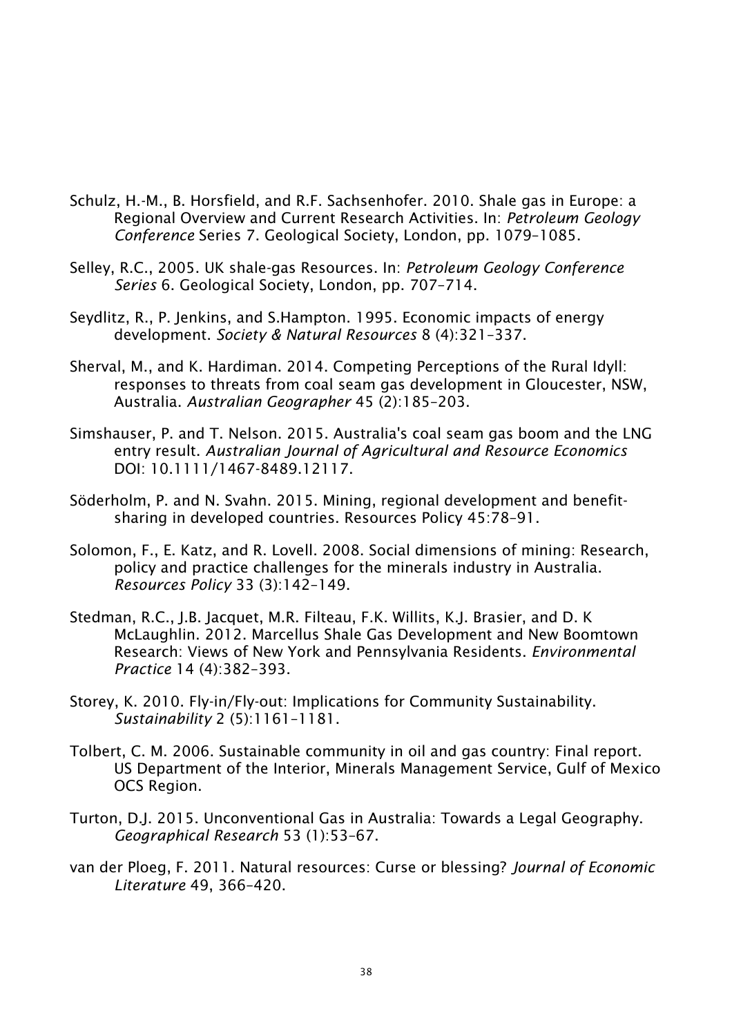Schulz, H.-M., B. Horsfield, and R.F. Sachsenhofer. 2010. Shale gas in Europe: a Regional Overview and Current Research Activities. In: *Petroleum Geology Conference* Series 7. Geological Society, London, pp. 1079–1085.

Selley, R.C., 2005. UK shale-gas Resources. In: *Petroleum Geology Conference Series* 6. Geological Society, London, pp. 707–714.

Seydlitz, R., P. Jenkins, and S.Hampton. 1995. Economic impacts of energy development. *Society & Natural Resources* 8 (4):321–337.

Sherval, M., and K. Hardiman. 2014. Competing Perceptions of the Rural Idyll: responses to threats from coal seam gas development in Gloucester, NSW, Australia. *Australian Geographer* 45 (2):185–203.

Simshauser, P. and T. Nelson. 2015. Australia's coal seam gas boom and the LNG entry result. *Australian Journal of Agricultural and Resource Economics* DOI: 10.1111/1467-8489.12117.

Söderholm, P. and N. Svahn. 2015. Mining, regional development and benefit-sharing in developed countries. Resources Policy 45:78–91.

Solomon, F., E. Katz, and R. Lovell. 2008. Social dimensions of mining: Research, policy and practice challenges for the minerals industry in Australia. *Resources Policy* 33 (3):142–149.

Stedman, R.C., J.B. Jacquet, M.R. Filteau, F.K. Willits, K.J. Brasier, and D. K McLaughlin. 2012. Marcellus Shale Gas Development and New Boomtown Research: Views of New York and Pennsylvania Residents. *Environmental Practice* 14 (4):382–393.

Storey, K. 2010. Fly-in/Fly-out: Implications for Community Sustainability. *Sustainability* 2 (5):1161–1181.

Tolbert, C. M. 2006. Sustainable community in oil and gas country: Final report. US Department of the Interior, Minerals Management Service, Gulf of Mexico OCS Region.

Turton, D.J. 2015. Unconventional Gas in Australia: Towards a Legal Geography. *Geographical Research* 53 (1):53–67.

van der Ploeg, F. 2011. Natural resources: Curse or blessing? *Journal of Economic Literature* 49, 366–420.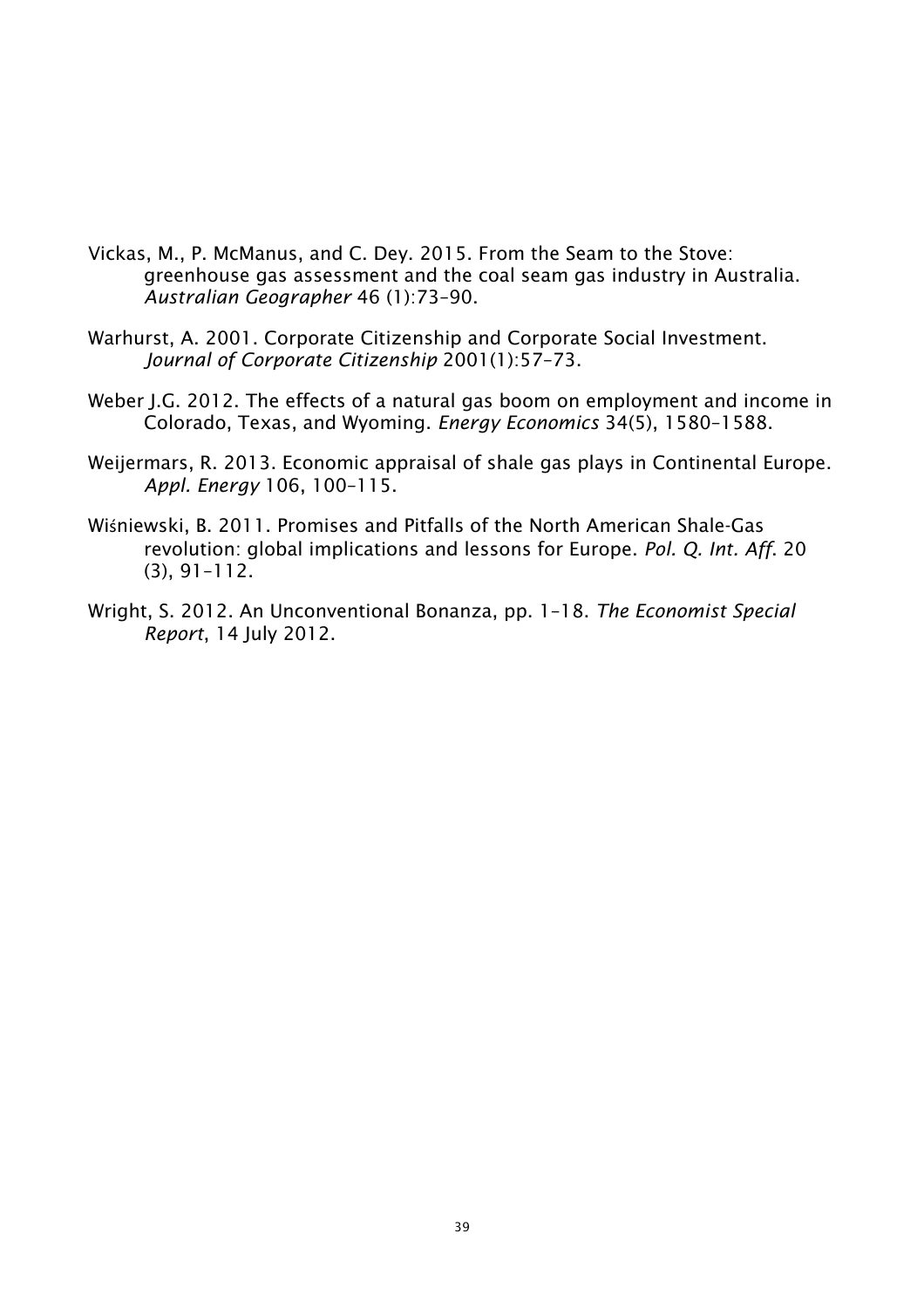Vickas, M., P. McManus, and C. Dey. 2015. From the Seam to the Stove: greenhouse gas assessment and the coal seam gas industry in Australia. *Australian Geographer* 46 (1):73–90.

Warhurst, A. 2001. Corporate Citizenship and Corporate Social Investment. *Journal of Corporate Citizenship* 2001(1):57–73.

Weber J.G. 2012. The effects of a natural gas boom on employment and income in Colorado, Texas, and Wyoming. *Energy Economics* 34(5), 1580–1588.

Weijermars, R. 2013. Economic appraisal of shale gas plays in Continental Europe. *Appl. Energy* 106, 100–115.

Wiśniewski, B. 2011. Promises and Pitfalls of the North American Shale-Gas revolution: global implications and lessons for Europe. *Pol. Q. Int. Aff.* 20 (3), 91–112.

Wright, S. 2012. An Unconventional Bonanza, pp. 1–18. *The Economist Special Report*, 14 July 2012.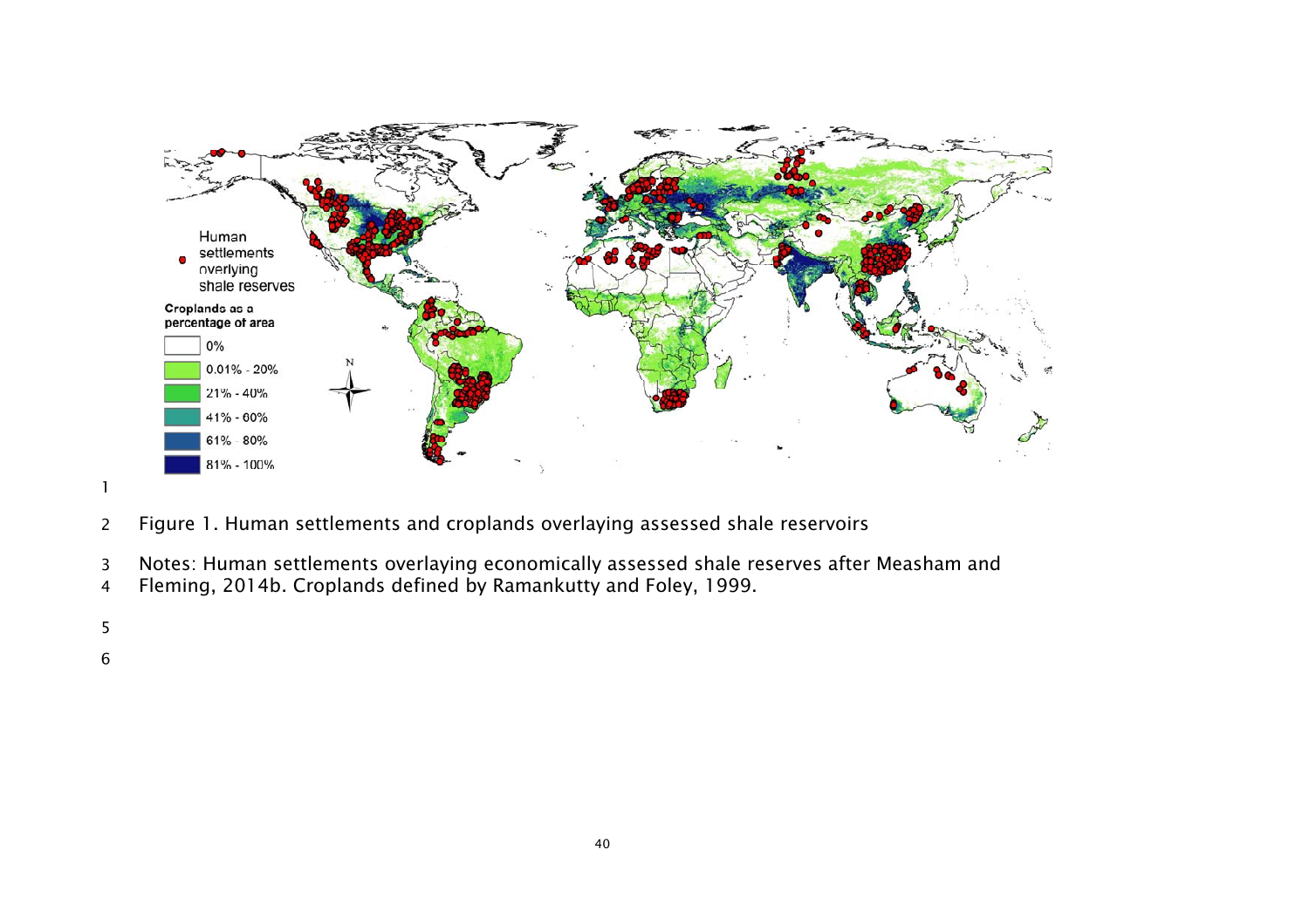Figure 1. Human settlements and croplands overlaying assessed shale reservoirs

Notes: Human settlements overlaying economically assessed shale reserves after Measham and Fleming, 2014b. Croplands defined by Ramankutty and Foley, 1999.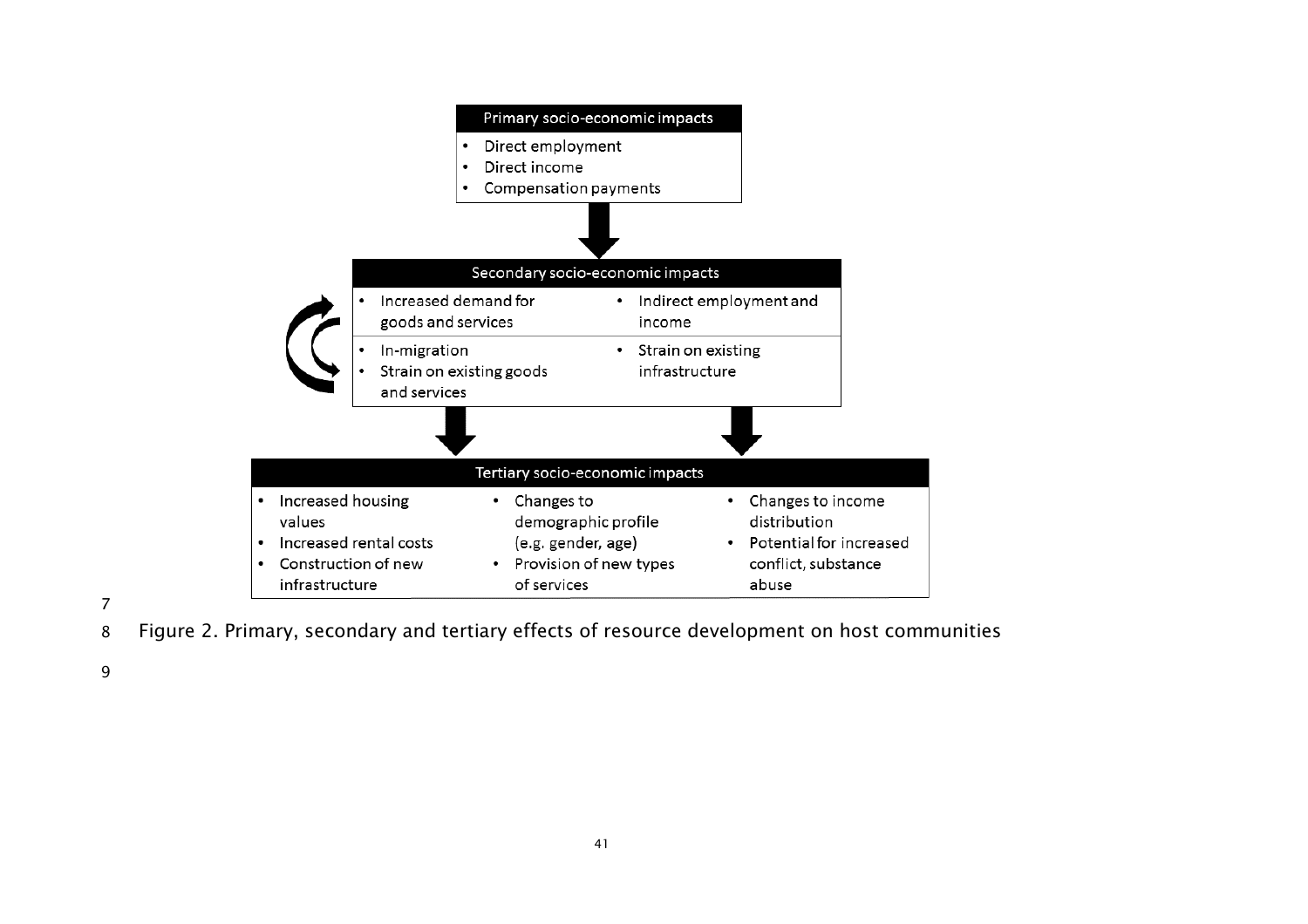Primary socio-economic impacts

- Direct employment
- Direct income
- Compensation payments

Secondary socio-economic impacts

- Increased demand for goods and services
- Indirect employment and income
- In-migration
- Strain on existing goods and services
- Strain on existing infrastructure

Tertiary socio-economic impacts

- Increased housing values
- Increased rental costs
- Construction of new infrastructure
- Changes to demographic profile (e.g. gender, age)
- Provision of new types of services
- Changes to income distribution
- Potential for increased conflict, substance abuse

Figure 2. Primary, secondary and tertiary effects of resource development on host communities